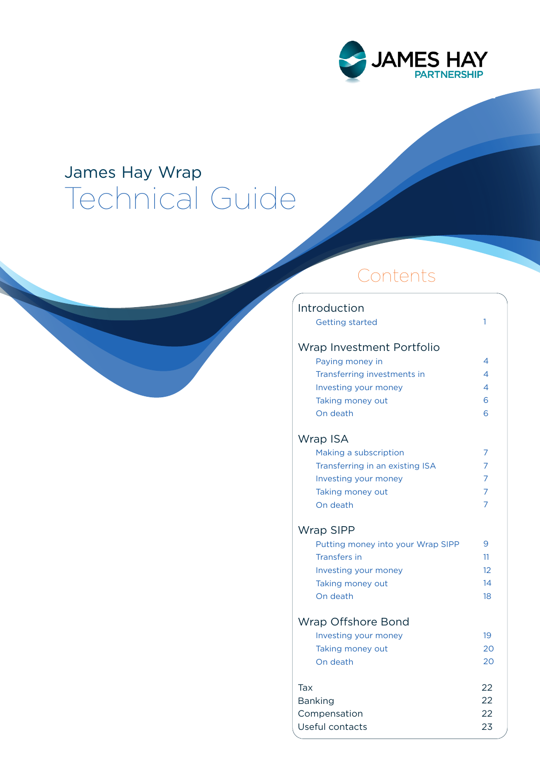JAMES HAY PARTNERSHIP

# James Hay Wrap Technical Guide

## Contents

| | |
|---|---|
| **Introduction** | |
| Getting started | 1 |
| **Wrap Investment Portfolio** | |
| Paying money in | 4 |
| Transferring investments in | 4 |
| Investing your money | 4 |
| Taking money out | 6 |
| On death | 6 |
| **Wrap ISA** | |
| Making a subscription | 7 |
| Transferring in an existing ISA | 7 |
| Investing your money | 7 |
| Taking money out | 7 |
| On death | 7 |
| **Wrap SIPP** | |
| Putting money into your Wrap SIPP | 9 |
| Transfers in | 11 |
| Investing your money | 12 |
| Taking money out | 14 |
| On death | 18 |
| **Wrap Offshore Bond** | |
| Investing your money | 19 |
| Taking money out | 20 |
| On death | 20 |
| **Tax** | 22 |
| **Banking** | 22 |
| **Compensation** | 22 |
| **Useful contacts** | 23 |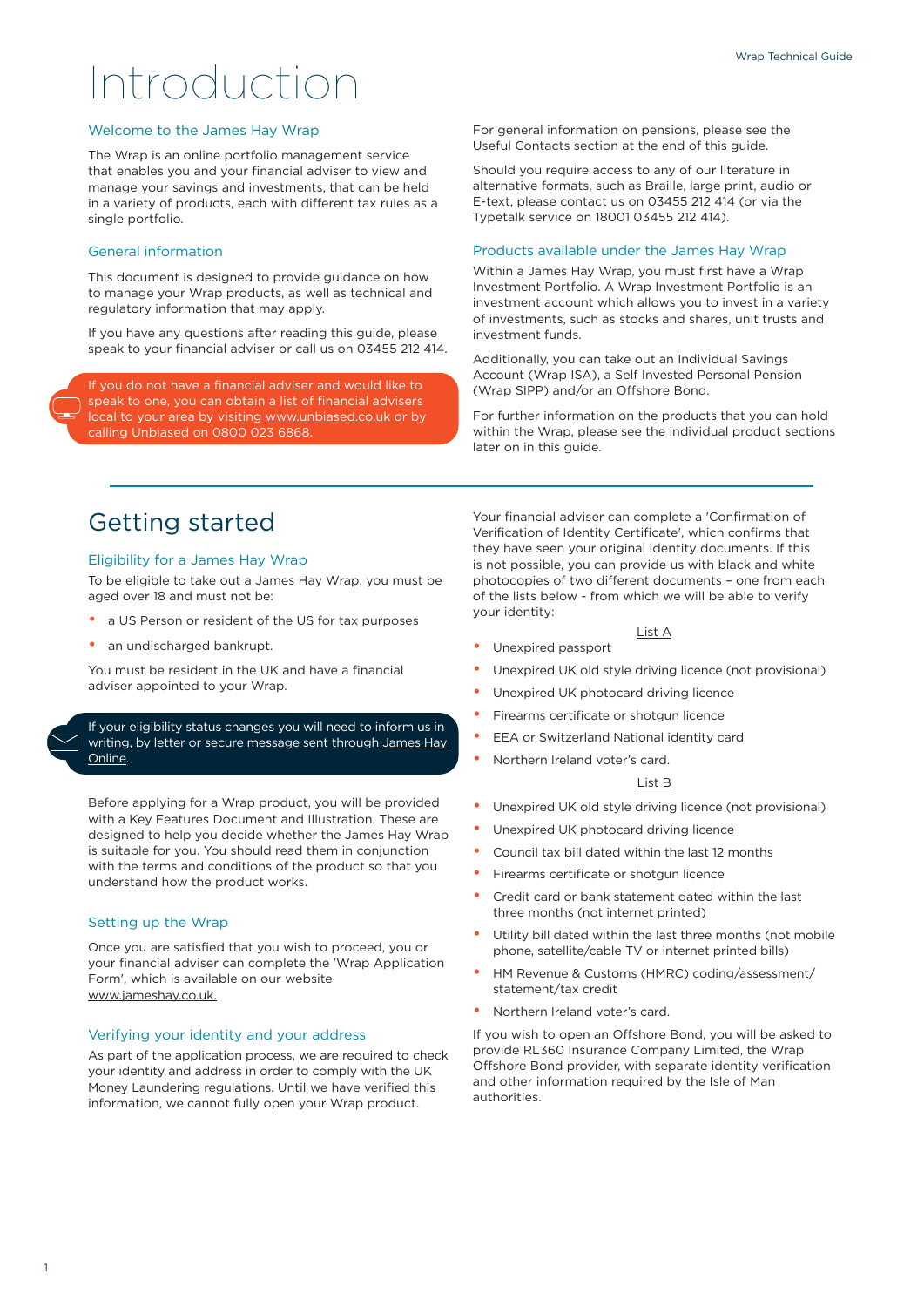# Introduction

## Welcome to the James Hay Wrap

The Wrap is an online portfolio management service that enables you and your financial adviser to view and manage your savings and investments, that can be held in a variety of products, each with different tax rules as a single portfolio.

## General information

This document is designed to provide guidance on how to manage your Wrap products, as well as technical and regulatory information that may apply.

If you have any questions after reading this guide, please speak to your financial adviser or call us on 03455 212 414.

If you do not have a financial adviser and would like to speak to one, you can obtain a list of financial advisers local to your area by visiting www.unbiased.co.uk or by calling Unbiased on 0800 023 6868.

For general information on pensions, please see the Useful Contacts section at the end of this guide.

Should you require access to any of our literature in alternative formats, such as Braille, large print, audio or E-text, please contact us on 03455 212 414 (or via the Typetalk service on 18001 03455 212 414).

## Products available under the James Hay Wrap

Within a James Hay Wrap, you must first have a Wrap Investment Portfolio. A Wrap Investment Portfolio is an investment account which allows you to invest in a variety of investments, such as stocks and shares, unit trusts and investment funds.

Additionally, you can take out an Individual Savings Account (Wrap ISA), a Self Invested Personal Pension (Wrap SIPP) and/or an Offshore Bond.

For further information on the products that you can hold within the Wrap, please see the individual product sections later on in this guide.

# Getting started

## Eligibility for a James Hay Wrap

To be eligible to take out a James Hay Wrap, you must be aged over 18 and must not be:

- a US Person or resident of the US for tax purposes
- an undischarged bankrupt.

You must be resident in the UK and have a financial adviser appointed to your Wrap.

If your eligibility status changes you will need to inform us in writing, by letter or secure message sent through James Hay Online.

Before applying for a Wrap product, you will be provided with a Key Features Document and Illustration. These are designed to help you decide whether the James Hay Wrap is suitable for you. You should read them in conjunction with the terms and conditions of the product so that you understand how the product works.

## Setting up the Wrap

Once you are satisfied that you wish to proceed, you or your financial adviser can complete the 'Wrap Application Form', which is available on our website www.jameshay.co.uk.

## Verifying your identity and your address

As part of the application process, we are required to check your identity and address in order to comply with the UK Money Laundering regulations. Until we have verified this information, we cannot fully open your Wrap product.

Your financial adviser can complete a 'Confirmation of Verification of Identity Certificate', which confirms that they have seen your original identity documents. If this is not possible, you can provide us with black and white photocopies of two different documents – one from each of the lists below - from which we will be able to verify your identity:

List A

- Unexpired passport
- Unexpired UK old style driving licence (not provisional)
- Unexpired UK photocard driving licence
- Firearms certificate or shotgun licence
- EEA or Switzerland National identity card
- Northern Ireland voter's card.

List B

- Unexpired UK old style driving licence (not provisional)
- Unexpired UK photocard driving licence
- Council tax bill dated within the last 12 months
- Firearms certificate or shotgun licence
- Credit card or bank statement dated within the last three months (not internet printed)
- Utility bill dated within the last three months (not mobile phone, satellite/cable TV or internet printed bills)
- HM Revenue & Customs (HMRC) coding/assessment/statement/tax credit
- Northern Ireland voter's card.

If you wish to open an Offshore Bond, you will be asked to provide RL360 Insurance Company Limited, the Wrap Offshore Bond provider, with separate identity verification and other information required by the Isle of Man authorities.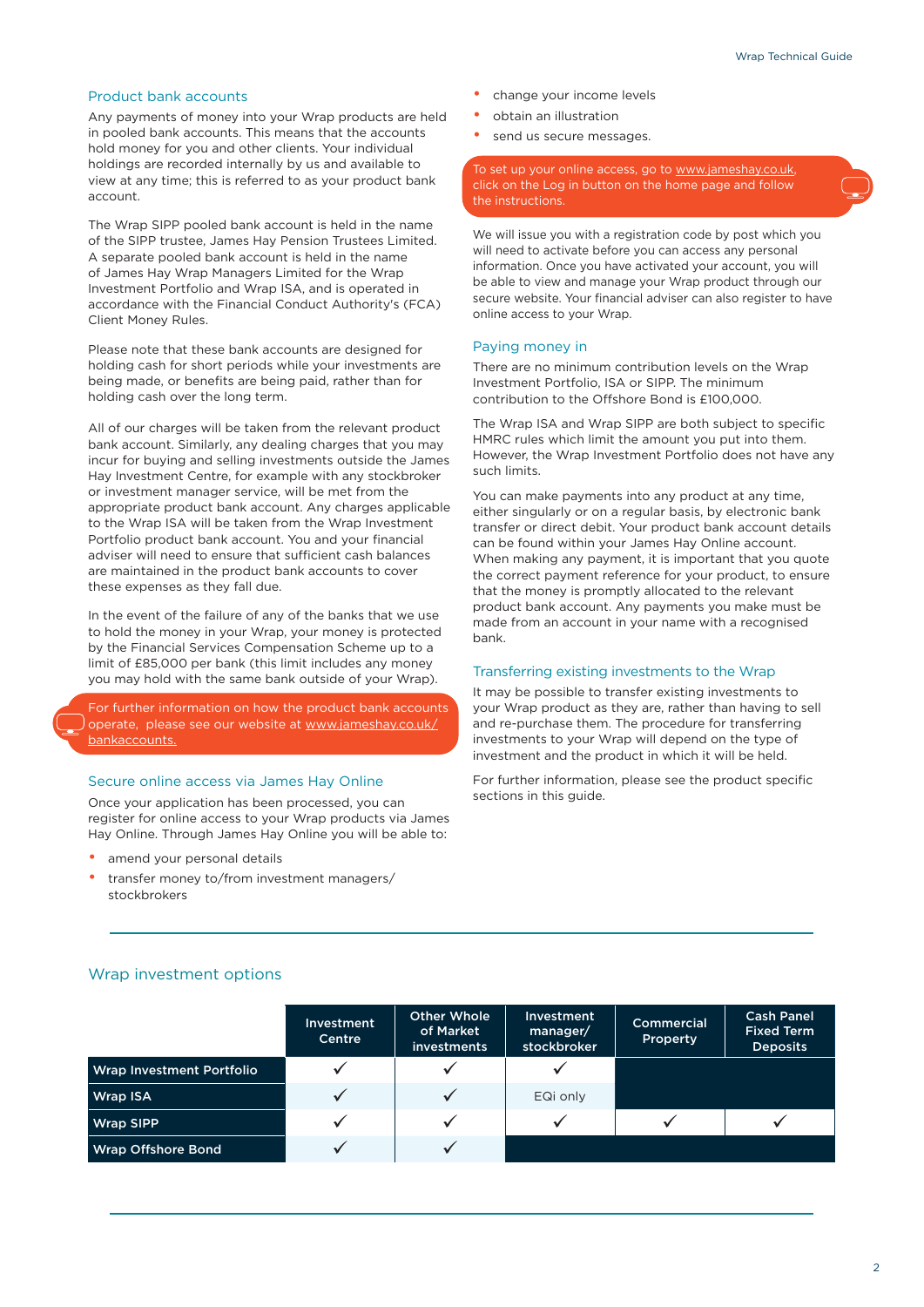## Product bank accounts

Any payments of money into your Wrap products are held in pooled bank accounts. This means that the accounts hold money for you and other clients. Your individual holdings are recorded internally by us and available to view at any time; this is referred to as your product bank account.

The Wrap SIPP pooled bank account is held in the name of the SIPP trustee, James Hay Pension Trustees Limited. A separate pooled bank account is held in the name of James Hay Wrap Managers Limited for the Wrap Investment Portfolio and Wrap ISA, and is operated in accordance with the Financial Conduct Authority's (FCA) Client Money Rules.

Please note that these bank accounts are designed for holding cash for short periods while your investments are being made, or benefits are being paid, rather than for holding cash over the long term.

All of our charges will be taken from the relevant product bank account. Similarly, any dealing charges that you may incur for buying and selling investments outside the James Hay Investment Centre, for example with any stockbroker or investment manager service, will be met from the appropriate product bank account. Any charges applicable to the Wrap ISA will be taken from the Wrap Investment Portfolio product bank account. You and your financial adviser will need to ensure that sufficient cash balances are maintained in the product bank accounts to cover these expenses as they fall due.

In the event of the failure of any of the banks that we use to hold the money in your Wrap, your money is protected by the Financial Services Compensation Scheme up to a limit of £85,000 per bank (this limit includes any money you may hold with the same bank outside of your Wrap).

For further information on how the product bank accounts operate, please see our website at www.jameshay.co.uk/bankaccounts.

## Secure online access via James Hay Online

Once your application has been processed, you can register for online access to your Wrap products via James Hay Online. Through James Hay Online you will be able to:

- amend your personal details
- transfer money to/from investment managers/stockbrokers
- change your income levels
- obtain an illustration
- send us secure messages.

To set up your online access, go to www.jameshay.co.uk, click on the Log in button on the home page and follow the instructions.

We will issue you with a registration code by post which you will need to activate before you can access any personal information. Once you have activated your account, you will be able to view and manage your Wrap product through our secure website. Your financial adviser can also register to have online access to your Wrap.

## Paying money in

There are no minimum contribution levels on the Wrap Investment Portfolio, ISA or SIPP. The minimum contribution to the Offshore Bond is £100,000.

The Wrap ISA and Wrap SIPP are both subject to specific HMRC rules which limit the amount you put into them. However, the Wrap Investment Portfolio does not have any such limits.

You can make payments into any product at any time, either singularly or on a regular basis, by electronic bank transfer or direct debit. Your product bank account details can be found within your James Hay Online account. When making any payment, it is important that you quote the correct payment reference for your product, to ensure that the money is promptly allocated to the relevant product bank account. Any payments you make must be made from an account in your name with a recognised bank.

## Transferring existing investments to the Wrap

It may be possible to transfer existing investments to your Wrap product as they are, rather than having to sell and re-purchase them. The procedure for transferring investments to your Wrap will depend on the type of investment and the product in which it will be held.

For further information, please see the product specific sections in this guide.

## Wrap investment options

| | Investment Centre | Other Whole of Market investments | Investment manager/ stockbroker | Commercial Property | Cash Panel Fixed Term Deposits |
|---|---|---|---|---|---|
| **Wrap Investment Portfolio** | ✓ | ✓ | ✓ | | |
| **Wrap ISA** | ✓ | ✓ | EQi only | | |
| **Wrap SIPP** | ✓ | ✓ | ✓ | ✓ | ✓ |
| **Wrap Offshore Bond** | ✓ | ✓ | | | |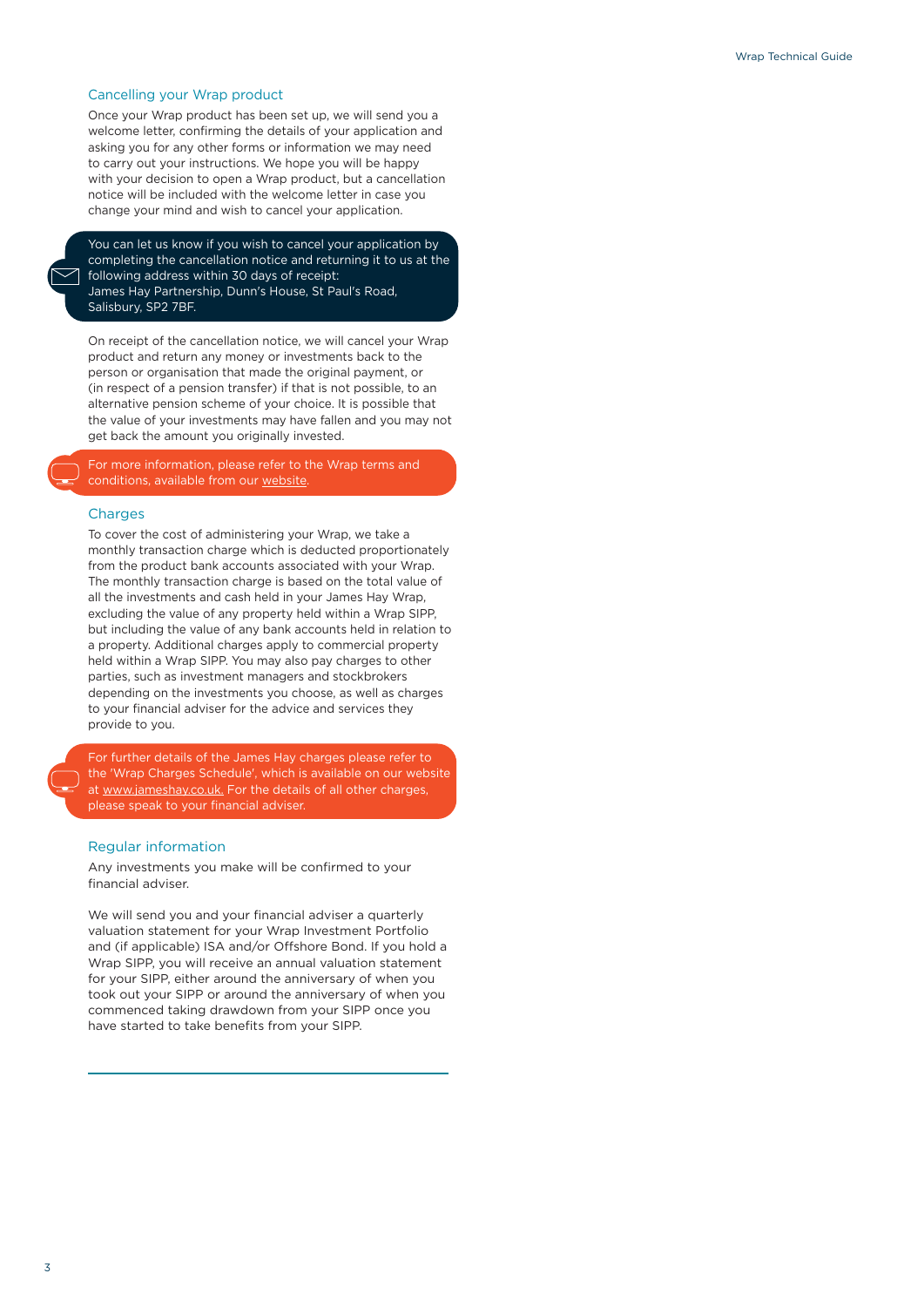## Cancelling your Wrap product

Once your Wrap product has been set up, we will send you a welcome letter, confirming the details of your application and asking you for any other forms or information we may need to carry out your instructions. We hope you will be happy with your decision to open a Wrap product, but a cancellation notice will be included with the welcome letter in case you change your mind and wish to cancel your application.

> You can let us know if you wish to cancel your application by completing the cancellation notice and returning it to us at the following address within 30 days of receipt:
> James Hay Partnership, Dunn's House, St Paul's Road, Salisbury, SP2 7BF.

On receipt of the cancellation notice, we will cancel your Wrap product and return any money or investments back to the person or organisation that made the original payment, or (in respect of a pension transfer) if that is not possible, to an alternative pension scheme of your choice. It is possible that the value of your investments may have fallen and you may not get back the amount you originally invested.

> For more information, please refer to the Wrap terms and conditions, available from our website.

## Charges

To cover the cost of administering your Wrap, we take a monthly transaction charge which is deducted proportionately from the product bank accounts associated with your Wrap. The monthly transaction charge is based on the total value of all the investments and cash held in your James Hay Wrap, excluding the value of any property held within a Wrap SIPP, but including the value of any bank accounts held in relation to a property. Additional charges apply to commercial property held within a Wrap SIPP. You may also pay charges to other parties, such as investment managers and stockbrokers depending on the investments you choose, as well as charges to your financial adviser for the advice and services they provide to you.

> For further details of the James Hay charges please refer to the 'Wrap Charges Schedule', which is available on our website at www.jameshay.co.uk. For the details of all other charges, please speak to your financial adviser.

## Regular information

Any investments you make will be confirmed to your financial adviser.

We will send you and your financial adviser a quarterly valuation statement for your Wrap Investment Portfolio and (if applicable) ISA and/or Offshore Bond. If you hold a Wrap SIPP, you will receive an annual valuation statement for your SIPP, either around the anniversary of when you took out your SIPP or around the anniversary of when you commenced taking drawdown from your SIPP once you have started to take benefits from your SIPP.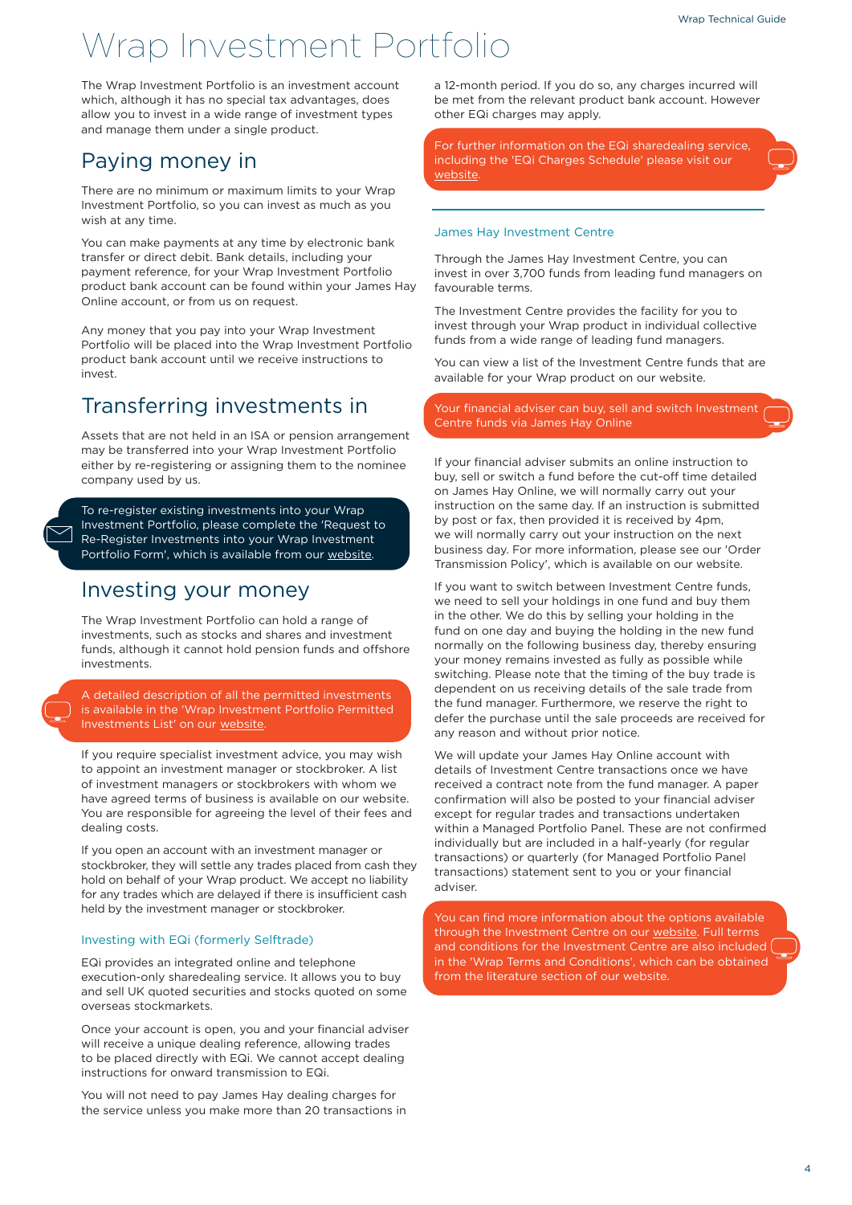# Wrap Investment Portfolio

The Wrap Investment Portfolio is an investment account which, although it has no special tax advantages, does allow you to invest in a wide range of investment types and manage them under a single product.

## Paying money in

There are no minimum or maximum limits to your Wrap Investment Portfolio, so you can invest as much as you wish at any time.

You can make payments at any time by electronic bank transfer or direct debit. Bank details, including your payment reference, for your Wrap Investment Portfolio product bank account can be found within your James Hay Online account, or from us on request.

Any money that you pay into your Wrap Investment Portfolio will be placed into the Wrap Investment Portfolio product bank account until we receive instructions to invest.

## Transferring investments in

Assets that are not held in an ISA or pension arrangement may be transferred into your Wrap Investment Portfolio either by re-registering or assigning them to the nominee company used by us.

> To re-register existing investments into your Wrap Investment Portfolio, please complete the 'Request to Re-Register Investments into your Wrap Investment Portfolio Form', which is available from our website.

## Investing your money

The Wrap Investment Portfolio can hold a range of investments, such as stocks and shares and investment funds, although it cannot hold pension funds and offshore investments.

> A detailed description of all the permitted investments is available in the 'Wrap Investment Portfolio Permitted Investments List' on our website.

If you require specialist investment advice, you may wish to appoint an investment manager or stockbroker. A list of investment managers or stockbrokers with whom we have agreed terms of business is available on our website. You are responsible for agreeing the level of their fees and dealing costs.

If you open an account with an investment manager or stockbroker, they will settle any trades placed from cash they hold on behalf of your Wrap product. We accept no liability for any trades which are delayed if there is insufficient cash held by the investment manager or stockbroker.

### Investing with EQi (formerly Selftrade)

EQi provides an integrated online and telephone execution-only sharedealing service. It allows you to buy and sell UK quoted securities and stocks quoted on some overseas stockmarkets.

Once your account is open, you and your financial adviser will receive a unique dealing reference, allowing trades to be placed directly with EQi. We cannot accept dealing instructions for onward transmission to EQi.

You will not need to pay James Hay dealing charges for the service unless you make more than 20 transactions in a 12-month period. If you do so, any charges incurred will be met from the relevant product bank account. However other EQi charges may apply.

> For further information on the EQi sharedealing service, including the 'EQi Charges Schedule' please visit our website.

### James Hay Investment Centre

Through the James Hay Investment Centre, you can invest in over 3,700 funds from leading fund managers on favourable terms.

The Investment Centre provides the facility for you to invest through your Wrap product in individual collective funds from a wide range of leading fund managers.

You can view a list of the Investment Centre funds that are available for your Wrap product on our website.

> Your financial adviser can buy, sell and switch Investment Centre funds via James Hay Online

If your financial adviser submits an online instruction to buy, sell or switch a fund before the cut-off time detailed on James Hay Online, we will normally carry out your instruction on the same day. If an instruction is submitted by post or fax, then provided it is received by 4pm, we will normally carry out your instruction on the next business day. For more information, please see our 'Order Transmission Policy', which is available on our website.

If you want to switch between Investment Centre funds, we need to sell your holdings in one fund and buy them in the other. We do this by selling your holding in the fund on one day and buying the holding in the new fund normally on the following business day, thereby ensuring your money remains invested as fully as possible while switching. Please note that the timing of the buy trade is dependent on us receiving details of the sale trade from the fund manager. Furthermore, we reserve the right to defer the purchase until the sale proceeds are received for any reason and without prior notice.

We will update your James Hay Online account with details of Investment Centre transactions once we have received a contract note from the fund manager. A paper confirmation will also be posted to your financial adviser except for regular trades and transactions undertaken within a Managed Portfolio Panel. These are not confirmed individually but are included in a half-yearly (for regular transactions) or quarterly (for Managed Portfolio Panel transactions) statement sent to you or your financial adviser.

> You can find more information about the options available through the Investment Centre on our website. Full terms and conditions for the Investment Centre are also included in the 'Wrap Terms and Conditions', which can be obtained from the literature section of our website.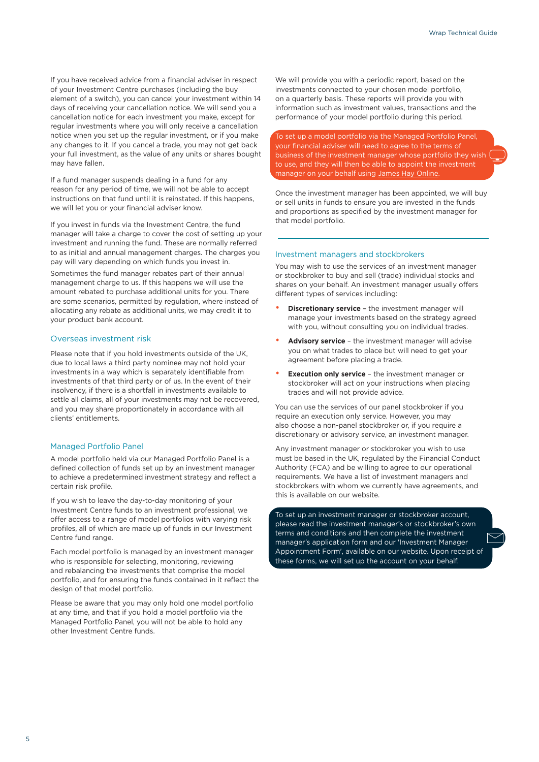If you have received advice from a financial adviser in respect of your Investment Centre purchases (including the buy element of a switch), you can cancel your investment within 14 days of receiving your cancellation notice. We will send you a cancellation notice for each investment you make, except for regular investments where you will only receive a cancellation notice when you set up the regular investment, or if you make any changes to it. If you cancel a trade, you may not get back your full investment, as the value of any units or shares bought may have fallen.

If a fund manager suspends dealing in a fund for any reason for any period of time, we will not be able to accept instructions on that fund until it is reinstated. If this happens, we will let you or your financial adviser know.

If you invest in funds via the Investment Centre, the fund manager will take a charge to cover the cost of setting up your investment and running the fund. These are normally referred to as initial and annual management charges. The charges you pay will vary depending on which funds you invest in.

Sometimes the fund manager rebates part of their annual management charge to us. If this happens we will use the amount rebated to purchase additional units for you. There are some scenarios, permitted by regulation, where instead of allocating any rebate as additional units, we may credit it to your product bank account.

## Overseas investment risk

Please note that if you hold investments outside of the UK, due to local laws a third party nominee may not hold your investments in a way which is separately identifiable from investments of that third party or of us. In the event of their insolvency, if there is a shortfall in investments available to settle all claims, all of your investments may not be recovered, and you may share proportionately in accordance with all clients' entitlements.

## Managed Portfolio Panel

A model portfolio held via our Managed Portfolio Panel is a defined collection of funds set up by an investment manager to achieve a predetermined investment strategy and reflect a certain risk profile.

If you wish to leave the day-to-day monitoring of your Investment Centre funds to an investment professional, we offer access to a range of model portfolios with varying risk profiles, all of which are made up of funds in our Investment Centre fund range.

Each model portfolio is managed by an investment manager who is responsible for selecting, monitoring, reviewing and rebalancing the investments that comprise the model portfolio, and for ensuring the funds contained in it reflect the design of that model portfolio.

Please be aware that you may only hold one model portfolio at any time, and that if you hold a model portfolio via the Managed Portfolio Panel, you will not be able to hold any other Investment Centre funds.

We will provide you with a periodic report, based on the investments connected to your chosen model portfolio, on a quarterly basis. These reports will provide you with information such as investment values, transactions and the performance of your model portfolio during this period.

To set up a model portfolio via the Managed Portfolio Panel, your financial adviser will need to agree to the terms of business of the investment manager whose portfolio they wish to use, and they will then be able to appoint the investment manager on your behalf using James Hay Online.

Once the investment manager has been appointed, we will buy or sell units in funds to ensure you are invested in the funds and proportions as specified by the investment manager for that model portfolio.

## Investment managers and stockbrokers

You may wish to use the services of an investment manager or stockbroker to buy and sell (trade) individual stocks and shares on your behalf. An investment manager usually offers different types of services including:

- **Discretionary service** – the investment manager will manage your investments based on the strategy agreed with you, without consulting you on individual trades.
- **Advisory service** – the investment manager will advise you on what trades to place but will need to get your agreement before placing a trade.
- **Execution only service** – the investment manager or stockbroker will act on your instructions when placing trades and will not provide advice.

You can use the services of our panel stockbroker if you require an execution only service. However, you may also choose a non-panel stockbroker or, if you require a discretionary or advisory service, an investment manager.

Any investment manager or stockbroker you wish to use must be based in the UK, regulated by the Financial Conduct Authority (FCA) and be willing to agree to our operational requirements. We have a list of investment managers and stockbrokers with whom we currently have agreements, and this is available on our website.

To set up an investment manager or stockbroker account, please read the investment manager's or stockbroker's own terms and conditions and then complete the investment manager's application form and our 'Investment Manager Appointment Form', available on our website. Upon receipt of these forms, we will set up the account on your behalf.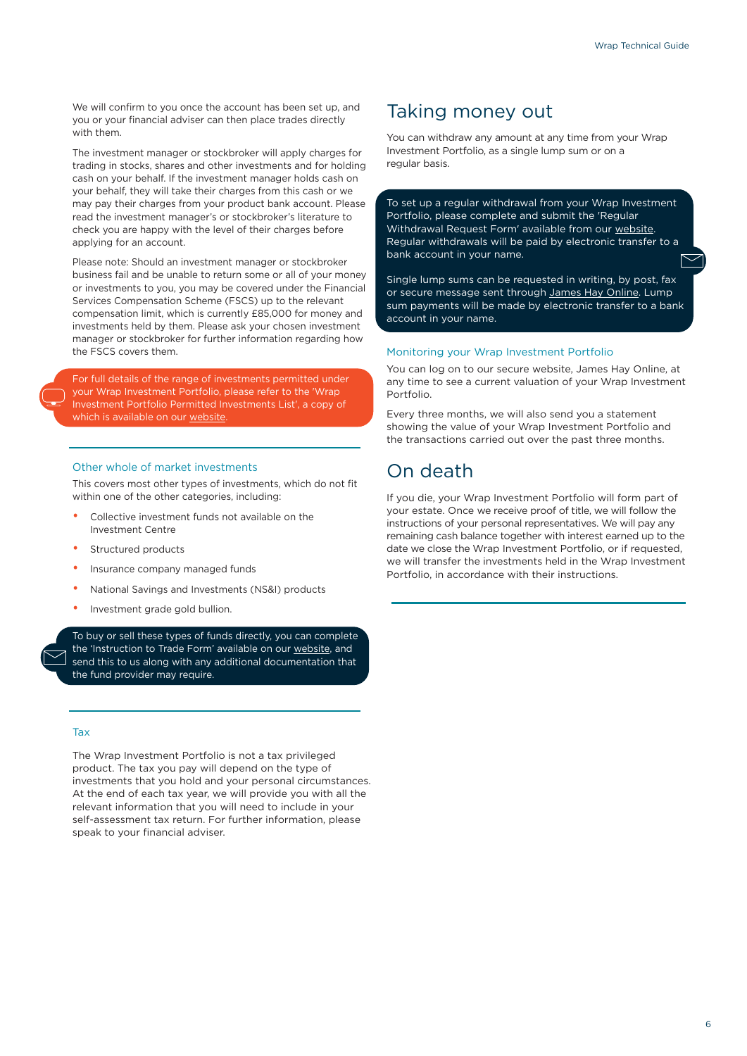We will confirm to you once the account has been set up, and you or your financial adviser can then place trades directly with them.

The investment manager or stockbroker will apply charges for trading in stocks, shares and other investments and for holding cash on your behalf. If the investment manager holds cash on your behalf, they will take their charges from this cash or we may pay their charges from your product bank account. Please read the investment manager's or stockbroker's literature to check you are happy with the level of their charges before applying for an account.

Please note: Should an investment manager or stockbroker business fail and be unable to return some or all of your money or investments to you, you may be covered under the Financial Services Compensation Scheme (FSCS) up to the relevant compensation limit, which is currently £85,000 for money and investments held by them. Please ask your chosen investment manager or stockbroker for further information regarding how the FSCS covers them.

For full details of the range of investments permitted under your Wrap Investment Portfolio, please refer to the 'Wrap Investment Portfolio Permitted Investments List', a copy of which is available on our website.

### Other whole of market investments

This covers most other types of investments, which do not fit within one of the other categories, including:

- Collective investment funds not available on the Investment Centre
- Structured products
- Insurance company managed funds
- National Savings and Investments (NS&I) products
- Investment grade gold bullion.

To buy or sell these types of funds directly, you can complete the 'Instruction to Trade Form' available on our website, and send this to us along with any additional documentation that the fund provider may require.

### Tax

The Wrap Investment Portfolio is not a tax privileged product. The tax you pay will depend on the type of investments that you hold and your personal circumstances. At the end of each tax year, we will provide you with all the relevant information that you will need to include in your self-assessment tax return. For further information, please speak to your financial adviser.

## Taking money out

You can withdraw any amount at any time from your Wrap Investment Portfolio, as a single lump sum or on a regular basis.

To set up a regular withdrawal from your Wrap Investment Portfolio, please complete and submit the 'Regular Withdrawal Request Form' available from our website. Regular withdrawals will be paid by electronic transfer to a bank account in your name.

Single lump sums can be requested in writing, by post, fax or secure message sent through James Hay Online. Lump sum payments will be made by electronic transfer to a bank account in your name.

### Monitoring your Wrap Investment Portfolio

You can log on to our secure website, James Hay Online, at any time to see a current valuation of your Wrap Investment Portfolio.

Every three months, we will also send you a statement showing the value of your Wrap Investment Portfolio and the transactions carried out over the past three months.

## On death

If you die, your Wrap Investment Portfolio will form part of your estate. Once we receive proof of title, we will follow the instructions of your personal representatives. We will pay any remaining cash balance together with interest earned up to the date we close the Wrap Investment Portfolio, or if requested, we will transfer the investments held in the Wrap Investment Portfolio, in accordance with their instructions.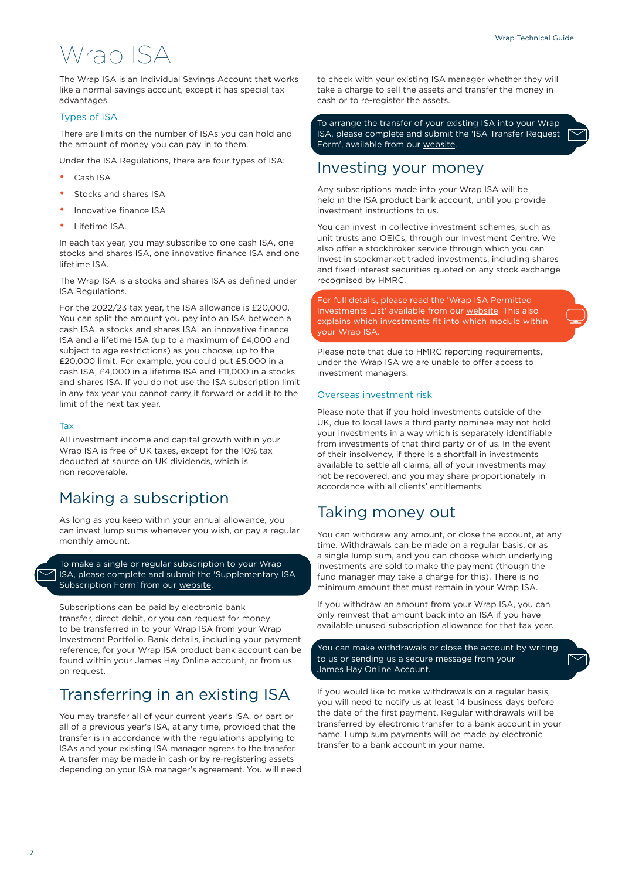# Wrap ISA

The Wrap ISA is an Individual Savings Account that works like a normal savings account, except it has special tax advantages.

### Types of ISA

There are limits on the number of ISAs you can hold and the amount of money you can pay in to them.

Under the ISA Regulations, there are four types of ISA:

- Cash ISA
- Stocks and shares ISA
- Innovative finance ISA
- Lifetime ISA.

In each tax year, you may subscribe to one cash ISA, one stocks and shares ISA, one innovative finance ISA and one lifetime ISA.

The Wrap ISA is a stocks and shares ISA as defined under ISA Regulations.

For the 2022/23 tax year, the ISA allowance is £20,000. You can split the amount you pay into an ISA between a cash ISA, a stocks and shares ISA, an innovative finance ISA and a lifetime ISA (up to a maximum of £4,000 and subject to age restrictions) as you choose, up to the £20,000 limit. For example, you could put £5,000 in a cash ISA, £4,000 in a lifetime ISA and £11,000 in a stocks and shares ISA. If you do not use the ISA subscription limit in any tax year you cannot carry it forward or add it to the limit of the next tax year.

### Tax

All investment income and capital growth within your Wrap ISA is free of UK taxes, except for the 10% tax deducted at source on UK dividends, which is non recoverable.

## Making a subscription

As long as you keep within your annual allowance, you can invest lump sums whenever you wish, or pay a regular monthly amount.

To make a single or regular subscription to your Wrap ISA, please complete and submit the 'Supplementary ISA Subscription Form' from our website.

Subscriptions can be paid by electronic bank transfer, direct debit, or you can request for money to be transferred in to your Wrap ISA from your Wrap Investment Portfolio. Bank details, including your payment reference, for your Wrap ISA product bank account can be found within your James Hay Online account, or from us on request.

## Transferring in an existing ISA

You may transfer all of your current year's ISA, or part or all of a previous year's ISA, at any time, provided that the transfer is in accordance with the regulations applying to ISAs and your existing ISA manager agrees to the transfer. A transfer may be made in cash or by re-registering assets depending on your ISA manager's agreement. You will need to check with your existing ISA manager whether they will take a charge to sell the assets and transfer the money in cash or to re-register the assets.

To arrange the transfer of your existing ISA into your Wrap ISA, please complete and submit the 'ISA Transfer Request Form', available from our website.

## Investing your money

Any subscriptions made into your Wrap ISA will be held in the ISA product bank account, until you provide investment instructions to us.

You can invest in collective investment schemes, such as unit trusts and OEICs, through our Investment Centre. We also offer a stockbroker service through which you can invest in stockmarket traded investments, including shares and fixed interest securities quoted on any stock exchange recognised by HMRC.

For full details, please read the 'Wrap ISA Permitted Investments List' available from our website. This also explains which investments fit into which module within your Wrap ISA.

Please note that due to HMRC reporting requirements, under the Wrap ISA we are unable to offer access to investment managers.

### Overseas investment risk

Please note that if you hold investments outside of the UK, due to local laws a third party nominee may not hold your investments in a way which is separately identifiable from investments of that third party or of us. In the event of their insolvency, if there is a shortfall in investments available to settle all claims, all of your investments may not be recovered, and you may share proportionately in accordance with all clients' entitlements.

## Taking money out

You can withdraw any amount, or close the account, at any time. Withdrawals can be made on a regular basis, or as a single lump sum, and you can choose which underlying investments are sold to make the payment (though the fund manager may take a charge for this). There is no minimum amount that must remain in your Wrap ISA.

If you withdraw an amount from your Wrap ISA, you can only reinvest that amount back into an ISA if you have available unused subscription allowance for that tax year.

You can make withdrawals or close the account by writing to us or sending us a secure message from your James Hay Online Account.

If you would like to make withdrawals on a regular basis, you will need to notify us at least 14 business days before the date of the first payment. Regular withdrawals will be transferred by electronic transfer to a bank account in your name. Lump sum payments will be made by electronic transfer to a bank account in your name.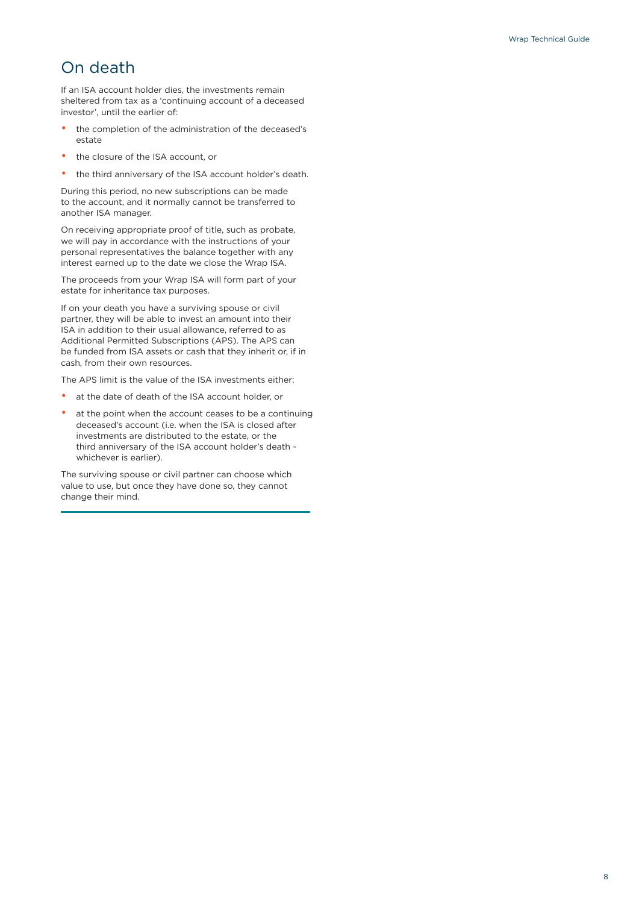## On death

If an ISA account holder dies, the investments remain sheltered from tax as a 'continuing account of a deceased investor', until the earlier of:

- the completion of the administration of the deceased's estate
- the closure of the ISA account, or
- the third anniversary of the ISA account holder's death.

During this period, no new subscriptions can be made to the account, and it normally cannot be transferred to another ISA manager.

On receiving appropriate proof of title, such as probate, we will pay in accordance with the instructions of your personal representatives the balance together with any interest earned up to the date we close the Wrap ISA.

The proceeds from your Wrap ISA will form part of your estate for inheritance tax purposes.

If on your death you have a surviving spouse or civil partner, they will be able to invest an amount into their ISA in addition to their usual allowance, referred to as Additional Permitted Subscriptions (APS). The APS can be funded from ISA assets or cash that they inherit or, if in cash, from their own resources.

The APS limit is the value of the ISA investments either:

- at the date of death of the ISA account holder, or
- at the point when the account ceases to be a continuing deceased's account (i.e. when the ISA is closed after investments are distributed to the estate, or the third anniversary of the ISA account holder's death - whichever is earlier).

The surviving spouse or civil partner can choose which value to use, but once they have done so, they cannot change their mind.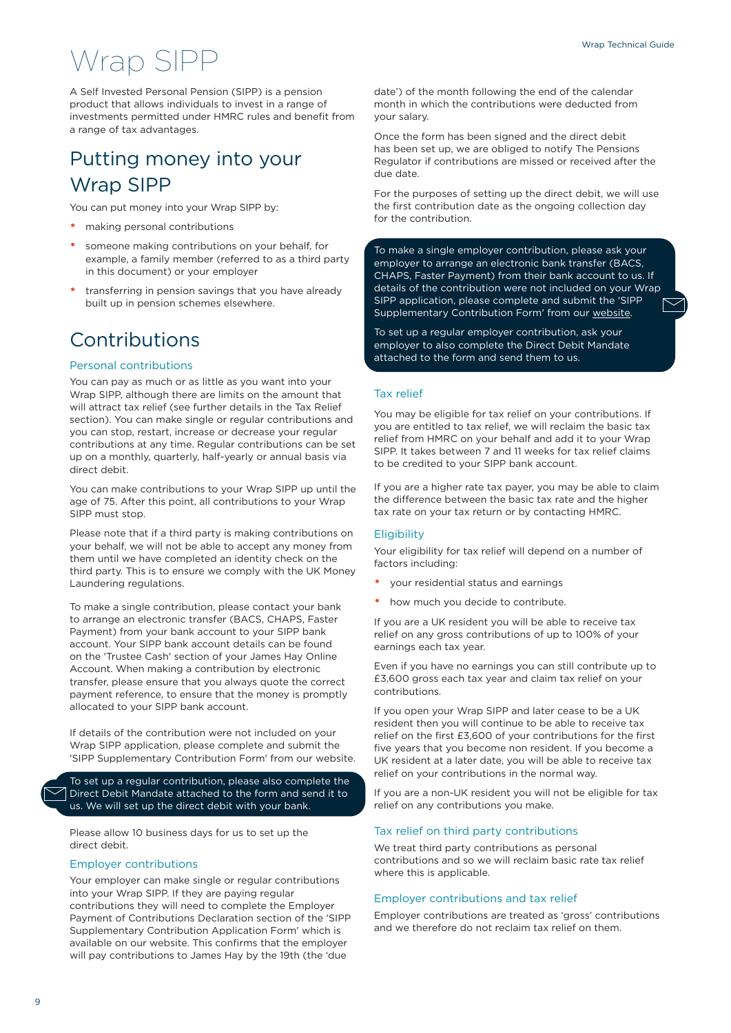# Wrap SIPP

A Self Invested Personal Pension (SIPP) is a pension product that allows individuals to invest in a range of investments permitted under HMRC rules and benefit from a range of tax advantages.

## Putting money into your Wrap SIPP

You can put money into your Wrap SIPP by:

- making personal contributions
- someone making contributions on your behalf, for example, a family member (referred to as a third party in this document) or your employer
- transferring in pension savings that you have already built up in pension schemes elsewhere.

## Contributions

### Personal contributions

You can pay as much or as little as you want into your Wrap SIPP, although there are limits on the amount that will attract tax relief (see further details in the Tax Relief section). You can make single or regular contributions and you can stop, restart, increase or decrease your regular contributions at any time. Regular contributions can be set up on a monthly, quarterly, half-yearly or annual basis via direct debit.

You can make contributions to your Wrap SIPP up until the age of 75. After this point, all contributions to your Wrap SIPP must stop.

Please note that if a third party is making contributions on your behalf, we will not be able to accept any money from them until we have completed an identity check on the third party. This is to ensure we comply with the UK Money Laundering regulations.

To make a single contribution, please contact your bank to arrange an electronic transfer (BACS, CHAPS, Faster Payment) from your bank account to your SIPP bank account. Your SIPP bank account details can be found on the 'Trustee Cash' section of your James Hay Online Account. When making a contribution by electronic transfer, please ensure that you always quote the correct payment reference, to ensure that the money is promptly allocated to your SIPP bank account.

If details of the contribution were not included on your Wrap SIPP application, please complete and submit the 'SIPP Supplementary Contribution Form' from our website.

To set up a regular contribution, please also complete the Direct Debit Mandate attached to the form and send it to us. We will set up the direct debit with your bank.

Please allow 10 business days for us to set up the direct debit.

### Employer contributions

Your employer can make single or regular contributions into your Wrap SIPP. If they are paying regular contributions they will need to complete the Employer Payment of Contributions Declaration section of the 'SIPP Supplementary Contribution Application Form' which is available on our website. This confirms that the employer will pay contributions to James Hay by the 19th (the 'due date') of the month following the end of the calendar month in which the contributions were deducted from your salary.

Once the form has been signed and the direct debit has been set up, we are obliged to notify The Pensions Regulator if contributions are missed or received after the due date.

For the purposes of setting up the direct debit, we will use the first contribution date as the ongoing collection day for the contribution.

To make a single employer contribution, please ask your employer to arrange an electronic bank transfer (BACS, CHAPS, Faster Payment) from their bank account to us. If details of the contribution were not included on your Wrap SIPP application, please complete and submit the 'SIPP Supplementary Contribution Form' from our website.

To set up a regular employer contribution, ask your employer to also complete the Direct Debit Mandate attached to the form and send them to us.

### Tax relief

You may be eligible for tax relief on your contributions. If you are entitled to tax relief, we will reclaim the basic tax relief from HMRC on your behalf and add it to your Wrap SIPP. It takes between 7 and 11 weeks for tax relief claims to be credited to your SIPP bank account.

If you are a higher rate tax payer, you may be able to claim the difference between the basic tax rate and the higher tax rate on your tax return or by contacting HMRC.

### Eligibility

Your eligibility for tax relief will depend on a number of factors including:

- your residential status and earnings
- how much you decide to contribute.

If you are a UK resident you will be able to receive tax relief on any gross contributions of up to 100% of your earnings each tax year.

Even if you have no earnings you can still contribute up to £3,600 gross each tax year and claim tax relief on your contributions.

If you open your Wrap SIPP and later cease to be a UK resident then you will continue to be able to receive tax relief on the first £3,600 of your contributions for the first five years that you become non resident. If you become a UK resident at a later date, you will be able to receive tax relief on your contributions in the normal way.

If you are a non-UK resident you will not be eligible for tax relief on any contributions you make.

### Tax relief on third party contributions

We treat third party contributions as personal contributions and so we will reclaim basic rate tax relief where this is applicable.

### Employer contributions and tax relief

Employer contributions are treated as 'gross' contributions and we therefore do not reclaim tax relief on them.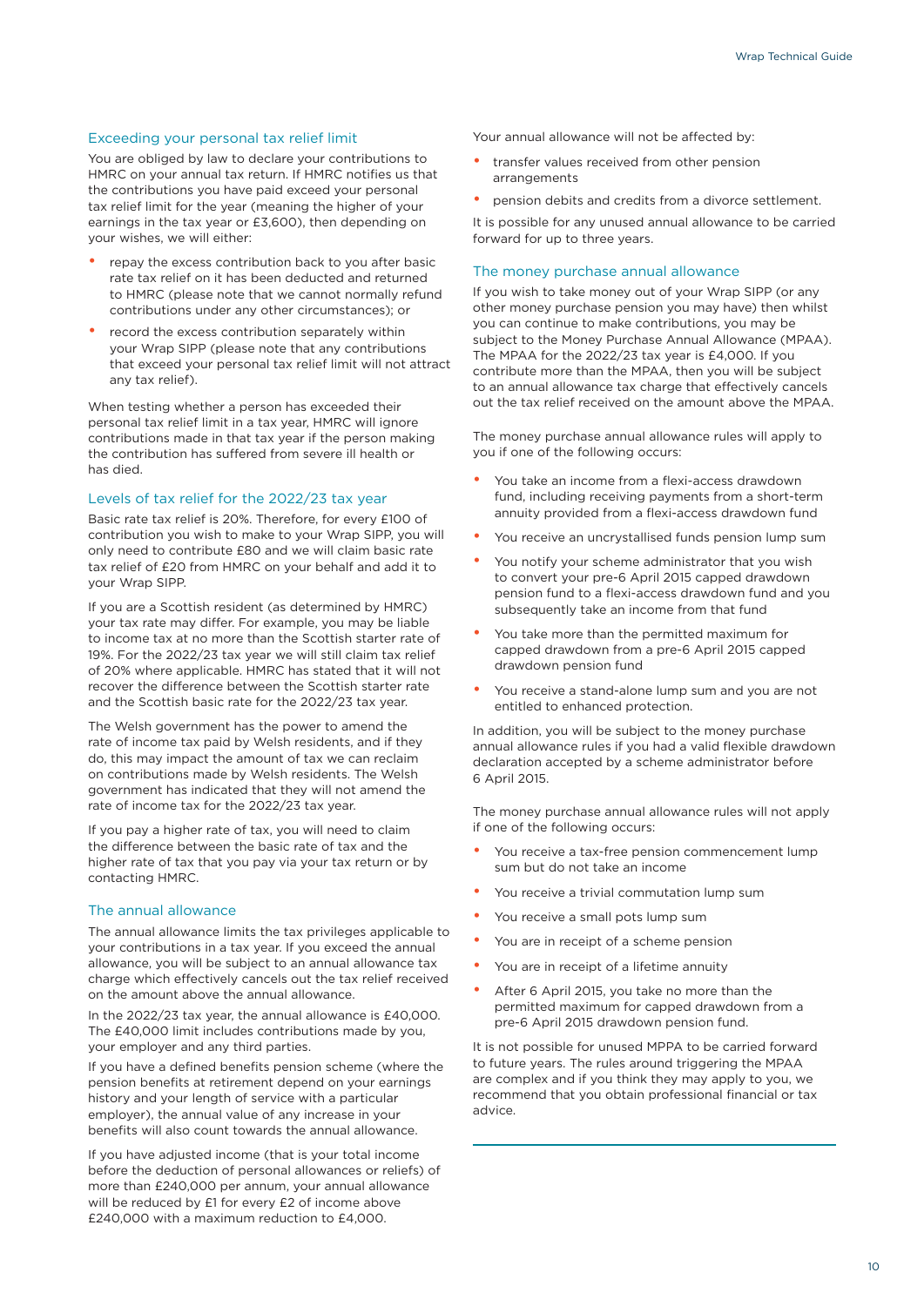## Exceeding your personal tax relief limit

You are obliged by law to declare your contributions to HMRC on your annual tax return. If HMRC notifies us that the contributions you have paid exceed your personal tax relief limit for the year (meaning the higher of your earnings in the tax year or £3,600), then depending on your wishes, we will either:

- repay the excess contribution back to you after basic rate tax relief on it has been deducted and returned to HMRC (please note that we cannot normally refund contributions under any other circumstances); or
- record the excess contribution separately within your Wrap SIPP (please note that any contributions that exceed your personal tax relief limit will not attract any tax relief).

When testing whether a person has exceeded their personal tax relief limit in a tax year, HMRC will ignore contributions made in that tax year if the person making the contribution has suffered from severe ill health or has died.

## Levels of tax relief for the 2022/23 tax year

Basic rate tax relief is 20%. Therefore, for every £100 of contribution you wish to make to your Wrap SIPP, you will only need to contribute £80 and we will claim basic rate tax relief of £20 from HMRC on your behalf and add it to your Wrap SIPP.

If you are a Scottish resident (as determined by HMRC) your tax rate may differ. For example, you may be liable to income tax at no more than the Scottish starter rate of 19%. For the 2022/23 tax year we will still claim tax relief of 20% where applicable. HMRC has stated that it will not recover the difference between the Scottish starter rate and the Scottish basic rate for the 2022/23 tax year.

The Welsh government has the power to amend the rate of income tax paid by Welsh residents, and if they do, this may impact the amount of tax we can reclaim on contributions made by Welsh residents. The Welsh government has indicated that they will not amend the rate of income tax for the 2022/23 tax year.

If you pay a higher rate of tax, you will need to claim the difference between the basic rate of tax and the higher rate of tax that you pay via your tax return or by contacting HMRC.

## The annual allowance

The annual allowance limits the tax privileges applicable to your contributions in a tax year. If you exceed the annual allowance, you will be subject to an annual allowance tax charge which effectively cancels out the tax relief received on the amount above the annual allowance.

In the 2022/23 tax year, the annual allowance is £40,000. The £40,000 limit includes contributions made by you, your employer and any third parties.

If you have a defined benefits pension scheme (where the pension benefits at retirement depend on your earnings history and your length of service with a particular employer), the annual value of any increase in your benefits will also count towards the annual allowance.

If you have adjusted income (that is your total income before the deduction of personal allowances or reliefs) of more than £240,000 per annum, your annual allowance will be reduced by £1 for every £2 of income above £240,000 with a maximum reduction to £4,000.

Your annual allowance will not be affected by:

- transfer values received from other pension arrangements
- pension debits and credits from a divorce settlement.

It is possible for any unused annual allowance to be carried forward for up to three years.

## The money purchase annual allowance

If you wish to take money out of your Wrap SIPP (or any other money purchase pension you may have) then whilst you can continue to make contributions, you may be subject to the Money Purchase Annual Allowance (MPAA). The MPAA for the 2022/23 tax year is £4,000. If you contribute more than the MPAA, then you will be subject to an annual allowance tax charge that effectively cancels out the tax relief received on the amount above the MPAA.

The money purchase annual allowance rules will apply to you if one of the following occurs:

- You take an income from a flexi-access drawdown fund, including receiving payments from a short-term annuity provided from a flexi-access drawdown fund
- You receive an uncrystallised funds pension lump sum
- You notify your scheme administrator that you wish to convert your pre-6 April 2015 capped drawdown pension fund to a flexi-access drawdown fund and you subsequently take an income from that fund
- You take more than the permitted maximum for capped drawdown from a pre-6 April 2015 capped drawdown pension fund
- You receive a stand-alone lump sum and you are not entitled to enhanced protection.

In addition, you will be subject to the money purchase annual allowance rules if you had a valid flexible drawdown declaration accepted by a scheme administrator before 6 April 2015.

The money purchase annual allowance rules will not apply if one of the following occurs:

- You receive a tax-free pension commencement lump sum but do not take an income
- You receive a trivial commutation lump sum
- You receive a small pots lump sum
- You are in receipt of a scheme pension
- You are in receipt of a lifetime annuity
- After 6 April 2015, you take no more than the permitted maximum for capped drawdown from a pre-6 April 2015 drawdown pension fund.

It is not possible for unused MPPA to be carried forward to future years. The rules around triggering the MPAA are complex and if you think they may apply to you, we recommend that you obtain professional financial or tax advice.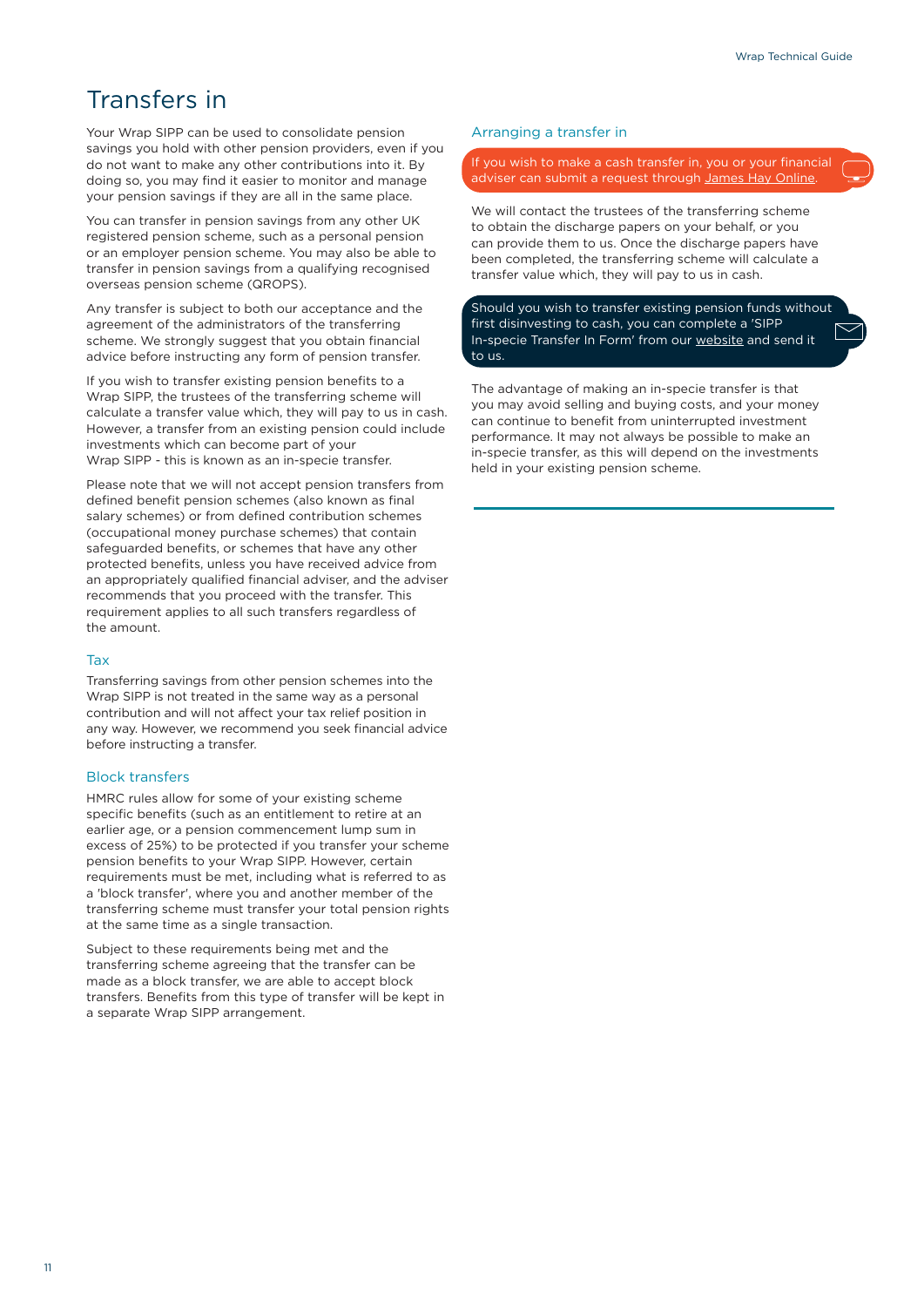# Transfers in

Your Wrap SIPP can be used to consolidate pension savings you hold with other pension providers, even if you do not want to make any other contributions into it. By doing so, you may find it easier to monitor and manage your pension savings if they are all in the same place.

You can transfer in pension savings from any other UK registered pension scheme, such as a personal pension or an employer pension scheme. You may also be able to transfer in pension savings from a qualifying recognised overseas pension scheme (QROPS).

Any transfer is subject to both our acceptance and the agreement of the administrators of the transferring scheme. We strongly suggest that you obtain financial advice before instructing any form of pension transfer.

If you wish to transfer existing pension benefits to a Wrap SIPP, the trustees of the transferring scheme will calculate a transfer value which, they will pay to us in cash. However, a transfer from an existing pension could include investments which can become part of your Wrap SIPP - this is known as an in-specie transfer.

Please note that we will not accept pension transfers from defined benefit pension schemes (also known as final salary schemes) or from defined contribution schemes (occupational money purchase schemes) that contain safeguarded benefits, or schemes that have any other protected benefits, unless you have received advice from an appropriately qualified financial adviser, and the adviser recommends that you proceed with the transfer. This requirement applies to all such transfers regardless of the amount.

## Tax

Transferring savings from other pension schemes into the Wrap SIPP is not treated in the same way as a personal contribution and will not affect your tax relief position in any way. However, we recommend you seek financial advice before instructing a transfer.

## Block transfers

HMRC rules allow for some of your existing scheme specific benefits (such as an entitlement to retire at an earlier age, or a pension commencement lump sum in excess of 25%) to be protected if you transfer your scheme pension benefits to your Wrap SIPP. However, certain requirements must be met, including what is referred to as a 'block transfer', where you and another member of the transferring scheme must transfer your total pension rights at the same time as a single transaction.

Subject to these requirements being met and the transferring scheme agreeing that the transfer can be made as a block transfer, we are able to accept block transfers. Benefits from this type of transfer will be kept in a separate Wrap SIPP arrangement.

## Arranging a transfer in

If you wish to make a cash transfer in, you or your financial adviser can submit a request through James Hay Online.

We will contact the trustees of the transferring scheme to obtain the discharge papers on your behalf, or you can provide them to us. Once the discharge papers have been completed, the transferring scheme will calculate a transfer value which, they will pay to us in cash.

Should you wish to transfer existing pension funds without first disinvesting to cash, you can complete a 'SIPP In-specie Transfer In Form' from our website and send it to us.

The advantage of making an in-specie transfer is that you may avoid selling and buying costs, and your money can continue to benefit from uninterrupted investment performance. It may not always be possible to make an in-specie transfer, as this will depend on the investments held in your existing pension scheme.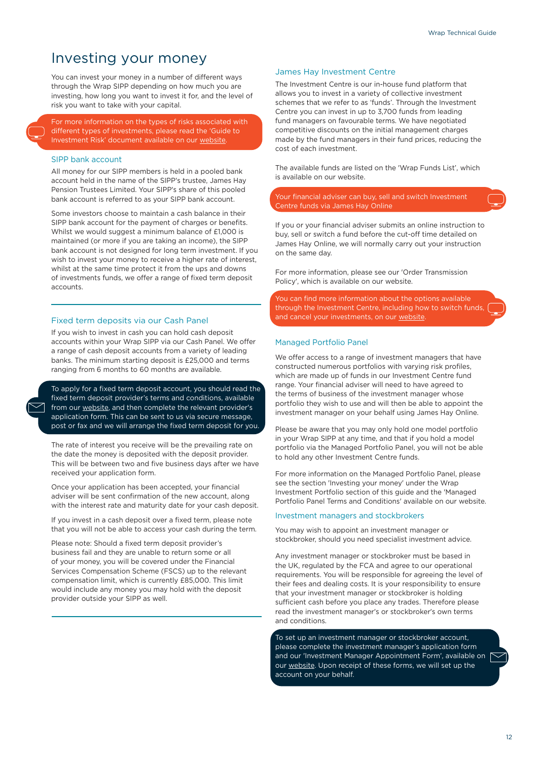# Investing your money

You can invest your money in a number of different ways through the Wrap SIPP depending on how much you are investing, how long you want to invest it for, and the level of risk you want to take with your capital.

For more information on the types of risks associated with different types of investments, please read the 'Guide to Investment Risk' document available on our website.

## SIPP bank account

All money for our SIPP members is held in a pooled bank account held in the name of the SIPP's trustee, James Hay Pension Trustees Limited. Your SIPP's share of this pooled bank account is referred to as your SIPP bank account.

Some investors choose to maintain a cash balance in their SIPP bank account for the payment of charges or benefits. Whilst we would suggest a minimum balance of £1,000 is maintained (or more if you are taking an income), the SIPP bank account is not designed for long term investment. If you wish to invest your money to receive a higher rate of interest, whilst at the same time protect it from the ups and downs of investments funds, we offer a range of fixed term deposit accounts.

## Fixed term deposits via our Cash Panel

If you wish to invest in cash you can hold cash deposit accounts within your Wrap SIPP via our Cash Panel. We offer a range of cash deposit accounts from a variety of leading banks. The minimum starting deposit is £25,000 and terms ranging from 6 months to 60 months are available.

To apply for a fixed term deposit account, you should read the fixed term deposit provider's terms and conditions, available from our website, and then complete the relevant provider's application form. This can be sent to us via secure message, post or fax and we will arrange the fixed term deposit for you.

The rate of interest you receive will be the prevailing rate on the date the money is deposited with the deposit provider. This will be between two and five business days after we have received your application form.

Once your application has been accepted, your financial adviser will be sent confirmation of the new account, along with the interest rate and maturity date for your cash deposit.

If you invest in a cash deposit over a fixed term, please note that you will not be able to access your cash during the term.

Please note: Should a fixed term deposit provider's business fail and they are unable to return some or all of your money, you will be covered under the Financial Services Compensation Scheme (FSCS) up to the relevant compensation limit, which is currently £85,000. This limit would include any money you may hold with the deposit provider outside your SIPP as well.

## James Hay Investment Centre

The Investment Centre is our in-house fund platform that allows you to invest in a variety of collective investment schemes that we refer to as 'funds'. Through the Investment Centre you can invest in up to 3,700 funds from leading fund managers on favourable terms. We have negotiated competitive discounts on the initial management charges made by the fund managers in their fund prices, reducing the cost of each investment.

The available funds are listed on the 'Wrap Funds List', which is available on our website.

Your financial adviser can buy, sell and switch Investment Centre funds via James Hay Online

If you or your financial adviser submits an online instruction to buy, sell or switch a fund before the cut-off time detailed on James Hay Online, we will normally carry out your instruction on the same day.

For more information, please see our 'Order Transmission Policy', which is available on our website.

You can find more information about the options available through the Investment Centre, including how to switch funds, and cancel your investments, on our website.

## Managed Portfolio Panel

We offer access to a range of investment managers that have constructed numerous portfolios with varying risk profiles, which are made up of funds in our Investment Centre fund range. Your financial adviser will need to have agreed to the terms of business of the investment manager whose portfolio they wish to use and will then be able to appoint the investment manager on your behalf using James Hay Online.

Please be aware that you may only hold one model portfolio in your Wrap SIPP at any time, and that if you hold a model portfolio via the Managed Portfolio Panel, you will not be able to hold any other Investment Centre funds.

For more information on the Managed Portfolio Panel, please see the section 'Investing your money' under the Wrap Investment Portfolio section of this guide and the 'Managed Portfolio Panel Terms and Conditions' available on our website.

## Investment managers and stockbrokers

You may wish to appoint an investment manager or stockbroker, should you need specialist investment advice.

Any investment manager or stockbroker must be based in the UK, regulated by the FCA and agree to our operational requirements. You will be responsible for agreeing the level of their fees and dealing costs. It is your responsibility to ensure that your investment manager or stockbroker is holding sufficient cash before you place any trades. Therefore please read the investment manager's or stockbroker's own terms and conditions.

To set up an investment manager or stockbroker account, please complete the investment manager's application form and our 'Investment Manager Appointment Form', available on our website. Upon receipt of these forms, we will set up the account on your behalf.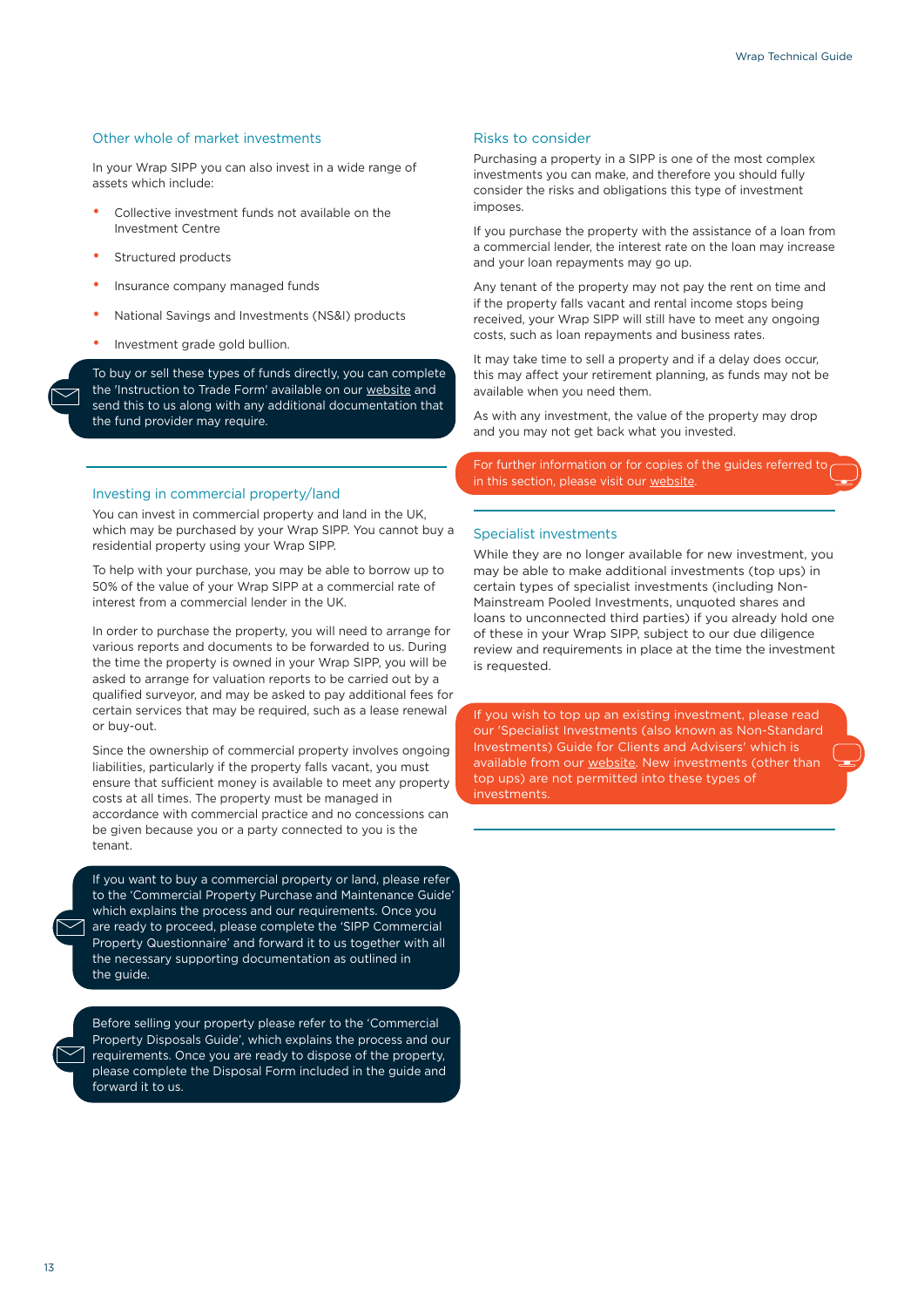## Other whole of market investments

In your Wrap SIPP you can also invest in a wide range of assets which include:

- Collective investment funds not available on the Investment Centre
- Structured products
- Insurance company managed funds
- National Savings and Investments (NS&I) products
- Investment grade gold bullion.

To buy or sell these types of funds directly, you can complete the 'Instruction to Trade Form' available on our website and send this to us along with any additional documentation that the fund provider may require.

## Investing in commercial property/land

You can invest in commercial property and land in the UK, which may be purchased by your Wrap SIPP. You cannot buy a residential property using your Wrap SIPP.

To help with your purchase, you may be able to borrow up to 50% of the value of your Wrap SIPP at a commercial rate of interest from a commercial lender in the UK.

In order to purchase the property, you will need to arrange for various reports and documents to be forwarded to us. During the time the property is owned in your Wrap SIPP, you will be asked to arrange for valuation reports to be carried out by a qualified surveyor, and may be asked to pay additional fees for certain services that may be required, such as a lease renewal or buy-out.

Since the ownership of commercial property involves ongoing liabilities, particularly if the property falls vacant, you must ensure that sufficient money is available to meet any property costs at all times. The property must be managed in accordance with commercial practice and no concessions can be given because you or a party connected to you is the tenant.

If you want to buy a commercial property or land, please refer to the 'Commercial Property Purchase and Maintenance Guide' which explains the process and our requirements. Once you are ready to proceed, please complete the 'SIPP Commercial Property Questionnaire' and forward it to us together with all the necessary supporting documentation as outlined in the guide.

Before selling your property please refer to the 'Commercial Property Disposals Guide', which explains the process and our requirements. Once you are ready to dispose of the property, please complete the Disposal Form included in the guide and forward it to us.

## Risks to consider

Purchasing a property in a SIPP is one of the most complex investments you can make, and therefore you should fully consider the risks and obligations this type of investment imposes.

If you purchase the property with the assistance of a loan from a commercial lender, the interest rate on the loan may increase and your loan repayments may go up.

Any tenant of the property may not pay the rent on time and if the property falls vacant and rental income stops being received, your Wrap SIPP will still have to meet any ongoing costs, such as loan repayments and business rates.

It may take time to sell a property and if a delay does occur, this may affect your retirement planning, as funds may not be available when you need them.

As with any investment, the value of the property may drop and you may not get back what you invested.

For further information or for copies of the guides referred to in this section, please visit our website.

## Specialist investments

While they are no longer available for new investment, you may be able to make additional investments (top ups) in certain types of specialist investments (including Non-Mainstream Pooled Investments, unquoted shares and loans to unconnected third parties) if you already hold one of these in your Wrap SIPP, subject to our due diligence review and requirements in place at the time the investment is requested.

If you wish to top up an existing investment, please read our 'Specialist Investments (also known as Non-Standard Investments) Guide for Clients and Advisers' which is available from our website. New investments (other than top ups) are not permitted into these types of investments.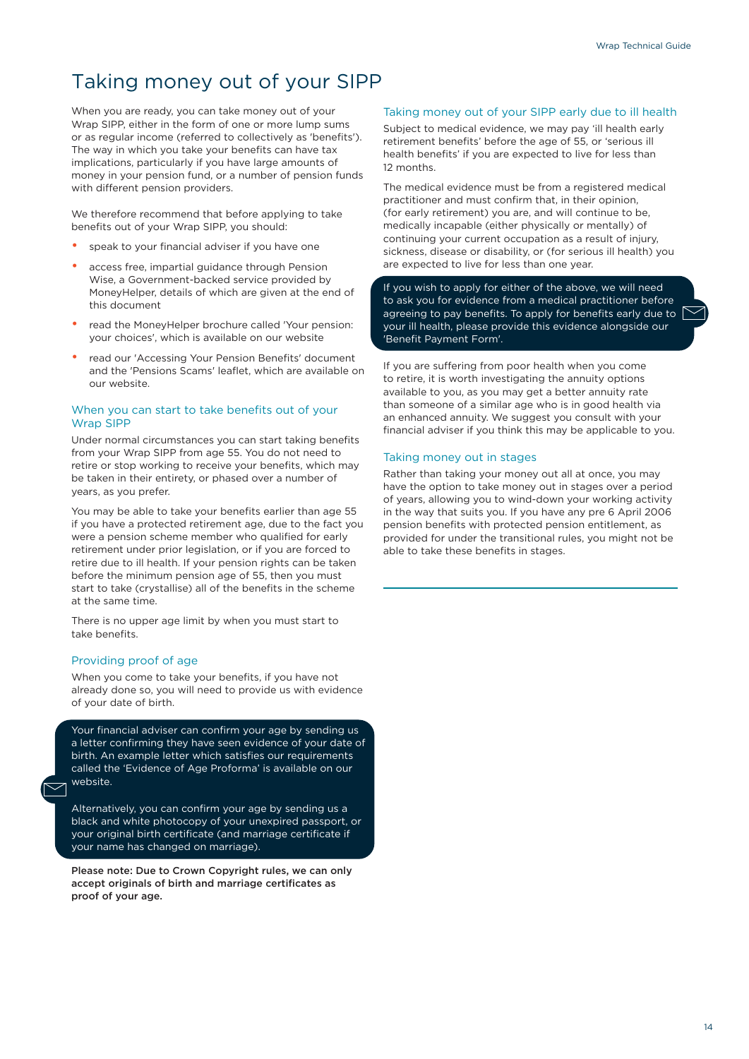# Taking money out of your SIPP

When you are ready, you can take money out of your Wrap SIPP, either in the form of one or more lump sums or as regular income (referred to collectively as 'benefits'). The way in which you take your benefits can have tax implications, particularly if you have large amounts of money in your pension fund, or a number of pension funds with different pension providers.

We therefore recommend that before applying to take benefits out of your Wrap SIPP, you should:

- speak to your financial adviser if you have one
- access free, impartial guidance through Pension Wise, a Government-backed service provided by MoneyHelper, details of which are given at the end of this document
- read the MoneyHelper brochure called 'Your pension: your choices', which is available on our website
- read our 'Accessing Your Pension Benefits' document and the 'Pensions Scams' leaflet, which are available on our website.

## When you can start to take benefits out of your Wrap SIPP

Under normal circumstances you can start taking benefits from your Wrap SIPP from age 55. You do not need to retire or stop working to receive your benefits, which may be taken in their entirety, or phased over a number of years, as you prefer.

You may be able to take your benefits earlier than age 55 if you have a protected retirement age, due to the fact you were a pension scheme member who qualified for early retirement under prior legislation, or if you are forced to retire due to ill health. If your pension rights can be taken before the minimum pension age of 55, then you must start to take (crystallise) all of the benefits in the scheme at the same time.

There is no upper age limit by when you must start to take benefits.

## Providing proof of age

When you come to take your benefits, if you have not already done so, you will need to provide us with evidence of your date of birth.

Your financial adviser can confirm your age by sending us a letter confirming they have seen evidence of your date of birth. An example letter which satisfies our requirements called the 'Evidence of Age Proforma' is available on our website.

Alternatively, you can confirm your age by sending us a black and white photocopy of your unexpired passport, or your original birth certificate (and marriage certificate if your name has changed on marriage).

**Please note: Due to Crown Copyright rules, we can only accept originals of birth and marriage certificates as proof of your age.**

## Taking money out of your SIPP early due to ill health

Subject to medical evidence, we may pay 'ill health early retirement benefits' before the age of 55, or 'serious ill health benefits' if you are expected to live for less than 12 months.

The medical evidence must be from a registered medical practitioner and must confirm that, in their opinion, (for early retirement) you are, and will continue to be, medically incapable (either physically or mentally) of continuing your current occupation as a result of injury, sickness, disease or disability, or (for serious ill health) you are expected to live for less than one year.

If you wish to apply for either of the above, we will need to ask you for evidence from a medical practitioner before agreeing to pay benefits. To apply for benefits early due to your ill health, please provide this evidence alongside our 'Benefit Payment Form'.

If you are suffering from poor health when you come to retire, it is worth investigating the annuity options available to you, as you may get a better annuity rate than someone of a similar age who is in good health via an enhanced annuity. We suggest you consult with your financial adviser if you think this may be applicable to you.

## Taking money out in stages

Rather than taking your money out all at once, you may have the option to take money out in stages over a period of years, allowing you to wind-down your working activity in the way that suits you. If you have any pre 6 April 2006 pension benefits with protected pension entitlement, as provided for under the transitional rules, you might not be able to take these benefits in stages.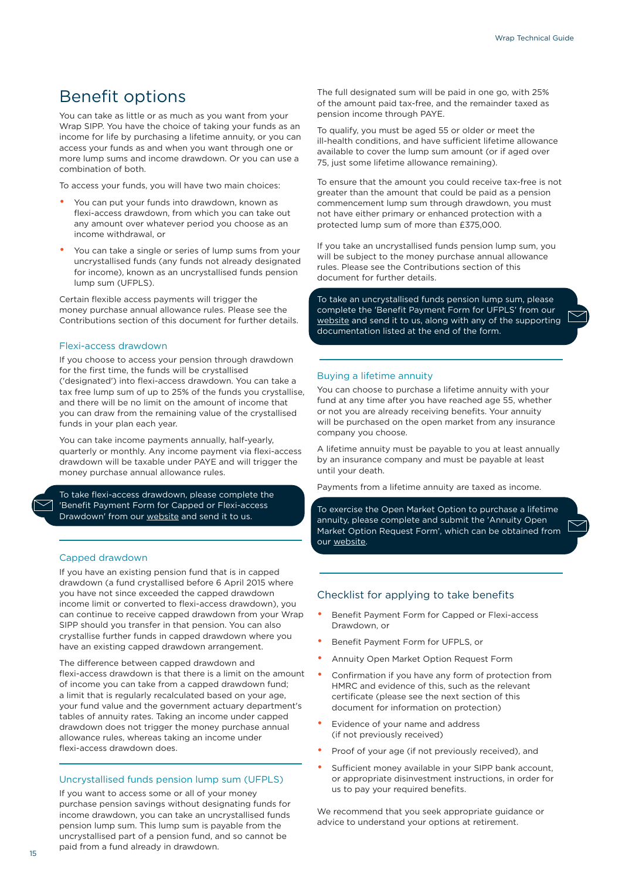# Benefit options

You can take as little or as much as you want from your Wrap SIPP. You have the choice of taking your funds as an income for life by purchasing a lifetime annuity, or you can access your funds as and when you want through one or more lump sums and income drawdown. Or you can use a combination of both.

To access your funds, you will have two main choices:

- You can put your funds into drawdown, known as flexi-access drawdown, from which you can take out any amount over whatever period you choose as an income withdrawal, or
- You can take a single or series of lump sums from your uncrystallised funds (any funds not already designated for income), known as an uncrystallised funds pension lump sum (UFPLS).

Certain flexible access payments will trigger the money purchase annual allowance rules. Please see the Contributions section of this document for further details.

## Flexi-access drawdown

If you choose to access your pension through drawdown for the first time, the funds will be crystallised ('designated') into flexi-access drawdown. You can take a tax free lump sum of up to 25% of the funds you crystallise, and there will be no limit on the amount of income that you can draw from the remaining value of the crystallised funds in your plan each year.

You can take income payments annually, half-yearly, quarterly or monthly. Any income payment via flexi-access drawdown will be taxable under PAYE and will trigger the money purchase annual allowance rules.

To take flexi-access drawdown, please complete the 'Benefit Payment Form for Capped or Flexi-access Drawdown' from our website and send it to us.

## Capped drawdown

If you have an existing pension fund that is in capped drawdown (a fund crystallised before 6 April 2015 where you have not since exceeded the capped drawdown income limit or converted to flexi-access drawdown), you can continue to receive capped drawdown from your Wrap SIPP should you transfer in that pension. You can also crystallise further funds in capped drawdown where you have an existing capped drawdown arrangement.

The difference between capped drawdown and flexi-access drawdown is that there is a limit on the amount of income you can take from a capped drawdown fund; a limit that is regularly recalculated based on your age, your fund value and the government actuary department's tables of annuity rates. Taking an income under capped drawdown does not trigger the money purchase annual allowance rules, whereas taking an income under flexi-access drawdown does.

## Uncrystallised funds pension lump sum (UFPLS)

If you want to access some or all of your money purchase pension savings without designating funds for income drawdown, you can take an uncrystallised funds pension lump sum. This lump sum is payable from the uncrystallised part of a pension fund, and so cannot be paid from a fund already in drawdown.

The full designated sum will be paid in one go, with 25% of the amount paid tax-free, and the remainder taxed as pension income through PAYE.

To qualify, you must be aged 55 or older or meet the ill-health conditions, and have sufficient lifetime allowance available to cover the lump sum amount (or if aged over 75, just some lifetime allowance remaining).

To ensure that the amount you could receive tax-free is not greater than the amount that could be paid as a pension commencement lump sum through drawdown, you must not have either primary or enhanced protection with a protected lump sum of more than £375,000.

If you take an uncrystallised funds pension lump sum, you will be subject to the money purchase annual allowance rules. Please see the Contributions section of this document for further details.

To take an uncrystallised funds pension lump sum, please complete the 'Benefit Payment Form for UFPLS' from our website and send it to us, along with any of the supporting documentation listed at the end of the form.

## Buying a lifetime annuity

You can choose to purchase a lifetime annuity with your fund at any time after you have reached age 55, whether or not you are already receiving benefits. Your annuity will be purchased on the open market from any insurance company you choose.

A lifetime annuity must be payable to you at least annually by an insurance company and must be payable at least until your death.

Payments from a lifetime annuity are taxed as income.

To exercise the Open Market Option to purchase a lifetime annuity, please complete and submit the 'Annuity Open Market Option Request Form', which can be obtained from our website.

## Checklist for applying to take benefits

- Benefit Payment Form for Capped or Flexi-access Drawdown, or
- Benefit Payment Form for UFPLS, or
- Annuity Open Market Option Request Form
- Confirmation if you have any form of protection from HMRC and evidence of this, such as the relevant certificate (please see the next section of this document for information on protection)
- Evidence of your name and address (if not previously received)
- Proof of your age (if not previously received), and
- Sufficient money available in your SIPP bank account, or appropriate disinvestment instructions, in order for us to pay your required benefits.

We recommend that you seek appropriate guidance or advice to understand your options at retirement.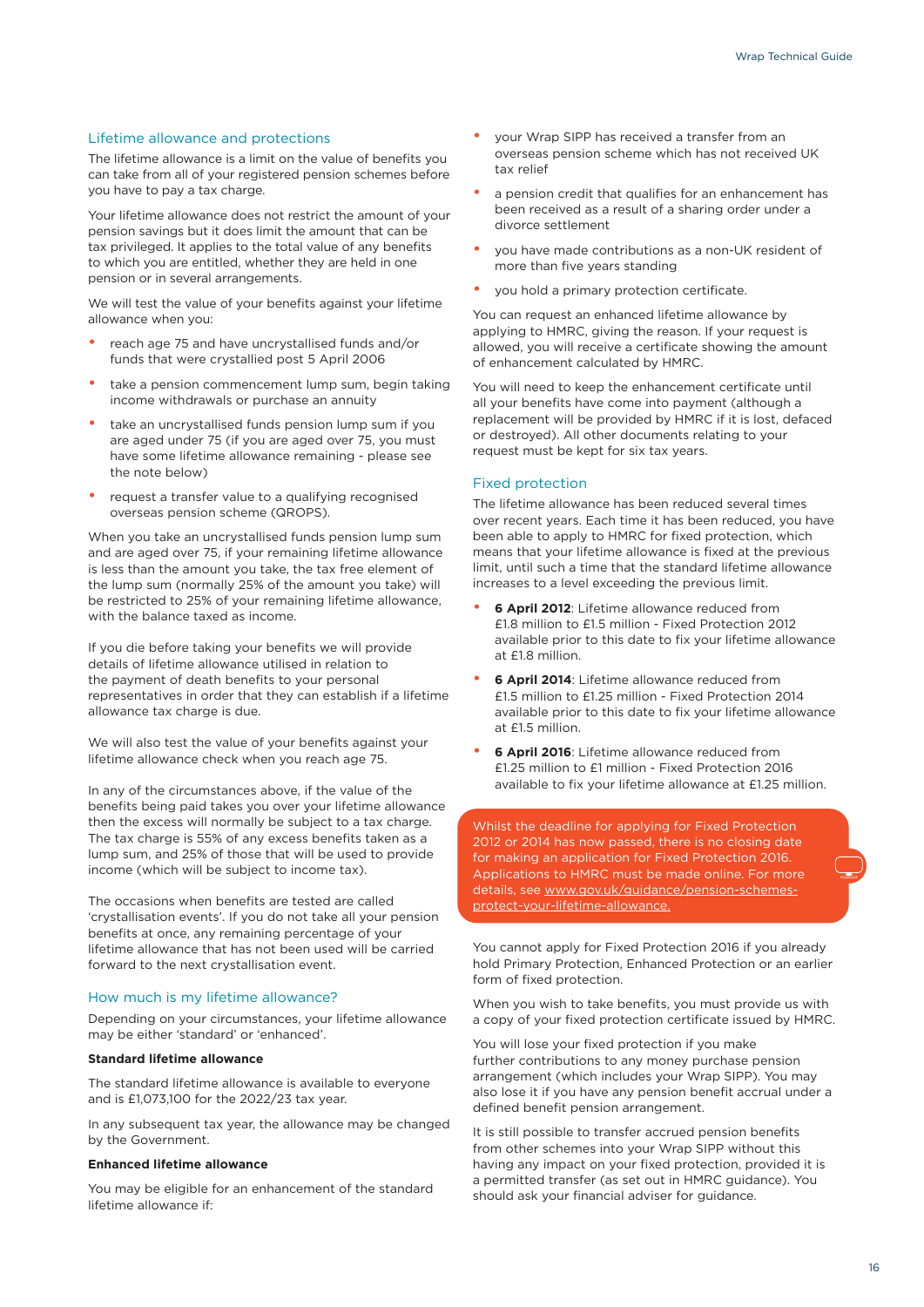## Lifetime allowance and protections

The lifetime allowance is a limit on the value of benefits you can take from all of your registered pension schemes before you have to pay a tax charge.

Your lifetime allowance does not restrict the amount of your pension savings but it does limit the amount that can be tax privileged. It applies to the total value of any benefits to which you are entitled, whether they are held in one pension or in several arrangements.

We will test the value of your benefits against your lifetime allowance when you:

- reach age 75 and have uncrystallised funds and/or funds that were crystallied post 5 April 2006
- take a pension commencement lump sum, begin taking income withdrawals or purchase an annuity
- take an uncrystallised funds pension lump sum if you are aged under 75 (if you are aged over 75, you must have some lifetime allowance remaining - please see the note below)
- request a transfer value to a qualifying recognised overseas pension scheme (QROPS).

When you take an uncrystallised funds pension lump sum and are aged over 75, if your remaining lifetime allowance is less than the amount you take, the tax free element of the lump sum (normally 25% of the amount you take) will be restricted to 25% of your remaining lifetime allowance, with the balance taxed as income.

If you die before taking your benefits we will provide details of lifetime allowance utilised in relation to the payment of death benefits to your personal representatives in order that they can establish if a lifetime allowance tax charge is due.

We will also test the value of your benefits against your lifetime allowance check when you reach age 75.

In any of the circumstances above, if the value of the benefits being paid takes you over your lifetime allowance then the excess will normally be subject to a tax charge. The tax charge is 55% of any excess benefits taken as a lump sum, and 25% of those that will be used to provide income (which will be subject to income tax).

The occasions when benefits are tested are called 'crystallisation events'. If you do not take all your pension benefits at once, any remaining percentage of your lifetime allowance that has not been used will be carried forward to the next crystallisation event.

## How much is my lifetime allowance?

Depending on your circumstances, your lifetime allowance may be either 'standard' or 'enhanced'.

**Standard lifetime allowance**

The standard lifetime allowance is available to everyone and is £1,073,100 for the 2022/23 tax year.

In any subsequent tax year, the allowance may be changed by the Government.

**Enhanced lifetime allowance**

You may be eligible for an enhancement of the standard lifetime allowance if:

- your Wrap SIPP has received a transfer from an overseas pension scheme which has not received UK tax relief
- a pension credit that qualifies for an enhancement has been received as a result of a sharing order under a divorce settlement
- you have made contributions as a non-UK resident of more than five years standing
- you hold a primary protection certificate.

You can request an enhanced lifetime allowance by applying to HMRC, giving the reason. If your request is allowed, you will receive a certificate showing the amount of enhancement calculated by HMRC.

You will need to keep the enhancement certificate until all your benefits have come into payment (although a replacement will be provided by HMRC if it is lost, defaced or destroyed). All other documents relating to your request must be kept for six tax years.

## Fixed protection

The lifetime allowance has been reduced several times over recent years. Each time it has been reduced, you have been able to apply to HMRC for fixed protection, which means that your lifetime allowance is fixed at the previous limit, until such a time that the standard lifetime allowance increases to a level exceeding the previous limit.

- **6 April 2012**: Lifetime allowance reduced from £1.8 million to £1.5 million - Fixed Protection 2012 available prior to this date to fix your lifetime allowance at £1.8 million.
- **6 April 2014**: Lifetime allowance reduced from £1.5 million to £1.25 million - Fixed Protection 2014 available prior to this date to fix your lifetime allowance at £1.5 million.
- **6 April 2016**: Lifetime allowance reduced from £1.25 million to £1 million - Fixed Protection 2016 available to fix your lifetime allowance at £1.25 million.

Whilst the deadline for applying for Fixed Protection 2012 or 2014 has now passed, there is no closing date for making an application for Fixed Protection 2016. Applications to HMRC must be made online. For more details, see www.gov.uk/guidance/pension-schemes-protect-your-lifetime-allowance.

You cannot apply for Fixed Protection 2016 if you already hold Primary Protection, Enhanced Protection or an earlier form of fixed protection.

When you wish to take benefits, you must provide us with a copy of your fixed protection certificate issued by HMRC.

You will lose your fixed protection if you make further contributions to any money purchase pension arrangement (which includes your Wrap SIPP). You may also lose it if you have any pension benefit accrual under a defined benefit pension arrangement.

It is still possible to transfer accrued pension benefits from other schemes into your Wrap SIPP without this having any impact on your fixed protection, provided it is a permitted transfer (as set out in HMRC guidance). You should ask your financial adviser for guidance.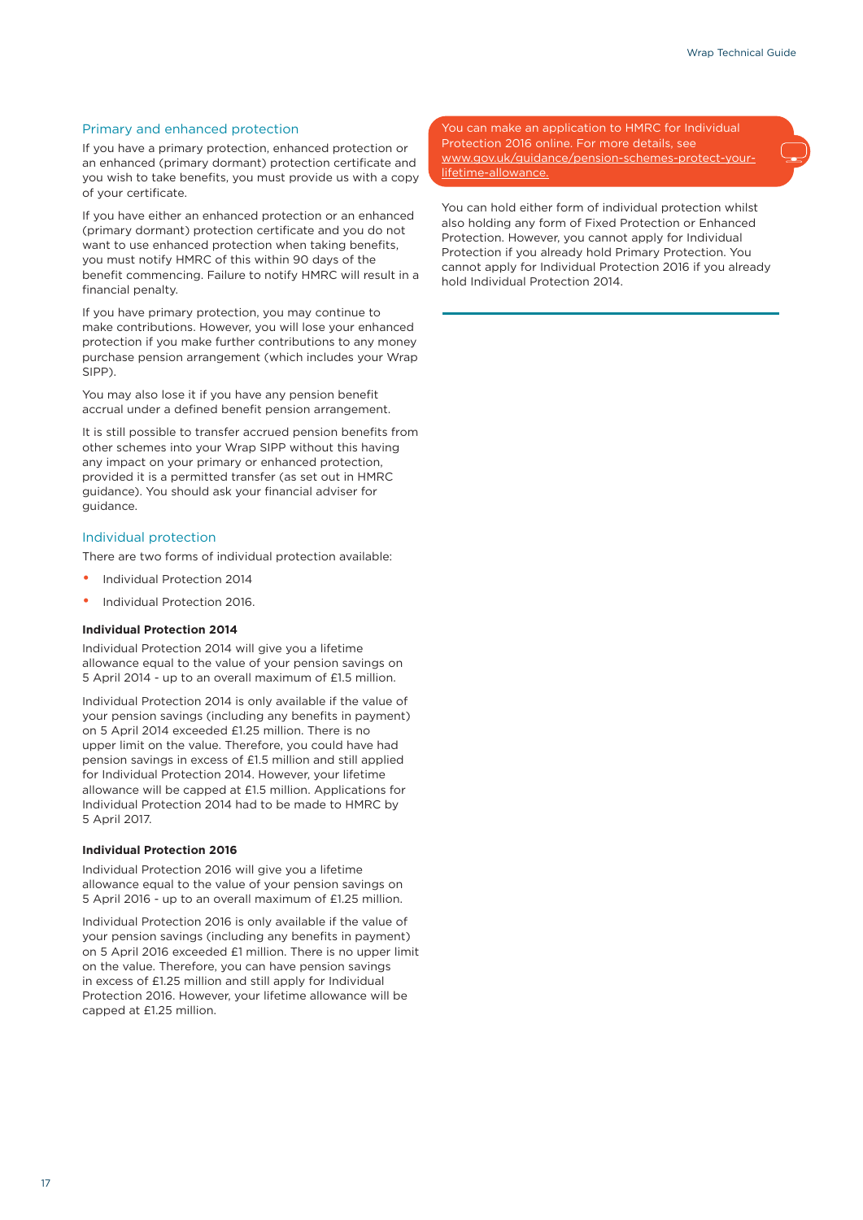## Primary and enhanced protection

If you have a primary protection, enhanced protection or an enhanced (primary dormant) protection certificate and you wish to take benefits, you must provide us with a copy of your certificate.

If you have either an enhanced protection or an enhanced (primary dormant) protection certificate and you do not want to use enhanced protection when taking benefits, you must notify HMRC of this within 90 days of the benefit commencing. Failure to notify HMRC will result in a financial penalty.

If you have primary protection, you may continue to make contributions. However, you will lose your enhanced protection if you make further contributions to any money purchase pension arrangement (which includes your Wrap SIPP).

You may also lose it if you have any pension benefit accrual under a defined benefit pension arrangement.

It is still possible to transfer accrued pension benefits from other schemes into your Wrap SIPP without this having any impact on your primary or enhanced protection, provided it is a permitted transfer (as set out in HMRC guidance). You should ask your financial adviser for guidance.

## Individual protection

There are two forms of individual protection available:

- Individual Protection 2014
- Individual Protection 2016.

**Individual Protection 2014**

Individual Protection 2014 will give you a lifetime allowance equal to the value of your pension savings on 5 April 2014 - up to an overall maximum of £1.5 million.

Individual Protection 2014 is only available if the value of your pension savings (including any benefits in payment) on 5 April 2014 exceeded £1.25 million. There is no upper limit on the value. Therefore, you could have had pension savings in excess of £1.5 million and still applied for Individual Protection 2014. However, your lifetime allowance will be capped at £1.5 million. Applications for Individual Protection 2014 had to be made to HMRC by 5 April 2017.

**Individual Protection 2016**

Individual Protection 2016 will give you a lifetime allowance equal to the value of your pension savings on 5 April 2016 - up to an overall maximum of £1.25 million.

Individual Protection 2016 is only available if the value of your pension savings (including any benefits in payment) on 5 April 2016 exceeded £1 million. There is no upper limit on the value. Therefore, you can have pension savings in excess of £1.25 million and still apply for Individual Protection 2016. However, your lifetime allowance will be capped at £1.25 million.

You can make an application to HMRC for Individual Protection 2016 online. For more details, see www.gov.uk/guidance/pension-schemes-protect-your-lifetime-allowance.

You can hold either form of individual protection whilst also holding any form of Fixed Protection or Enhanced Protection. However, you cannot apply for Individual Protection if you already hold Primary Protection. You cannot apply for Individual Protection 2016 if you already hold Individual Protection 2014.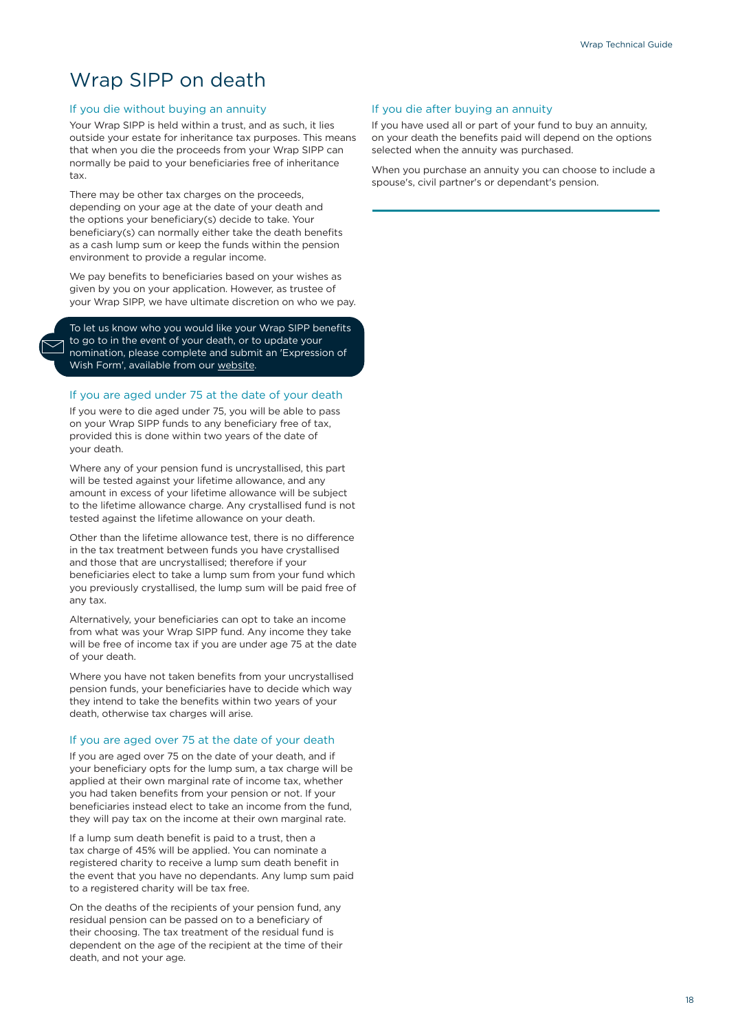# Wrap SIPP on death

## If you die without buying an annuity

Your Wrap SIPP is held within a trust, and as such, it lies outside your estate for inheritance tax purposes. This means that when you die the proceeds from your Wrap SIPP can normally be paid to your beneficiaries free of inheritance tax.

There may be other tax charges on the proceeds, depending on your age at the date of your death and the options your beneficiary(s) decide to take. Your beneficiary(s) can normally either take the death benefits as a cash lump sum or keep the funds within the pension environment to provide a regular income.

We pay benefits to beneficiaries based on your wishes as given by you on your application. However, as trustee of your Wrap SIPP, we have ultimate discretion on who we pay.

> To let us know who you would like your Wrap SIPP benefits to go to in the event of your death, or to update your nomination, please complete and submit an 'Expression of Wish Form', available from our website.

## If you are aged under 75 at the date of your death

If you were to die aged under 75, you will be able to pass on your Wrap SIPP funds to any beneficiary free of tax, provided this is done within two years of the date of your death.

Where any of your pension fund is uncrystallised, this part will be tested against your lifetime allowance, and any amount in excess of your lifetime allowance will be subject to the lifetime allowance charge. Any crystallised fund is not tested against the lifetime allowance on your death.

Other than the lifetime allowance test, there is no difference in the tax treatment between funds you have crystallised and those that are uncrystallised; therefore if your beneficiaries elect to take a lump sum from your fund which you previously crystallised, the lump sum will be paid free of any tax.

Alternatively, your beneficiaries can opt to take an income from what was your Wrap SIPP fund. Any income they take will be free of income tax if you are under age 75 at the date of your death.

Where you have not taken benefits from your uncrystallised pension funds, your beneficiaries have to decide which way they intend to take the benefits within two years of your death, otherwise tax charges will arise.

## If you are aged over 75 at the date of your death

If you are aged over 75 on the date of your death, and if your beneficiary opts for the lump sum, a tax charge will be applied at their own marginal rate of income tax, whether you had taken benefits from your pension or not. If your beneficiaries instead elect to take an income from the fund, they will pay tax on the income at their own marginal rate.

If a lump sum death benefit is paid to a trust, then a tax charge of 45% will be applied. You can nominate a registered charity to receive a lump sum death benefit in the event that you have no dependants. Any lump sum paid to a registered charity will be tax free.

On the deaths of the recipients of your pension fund, any residual pension can be passed on to a beneficiary of their choosing. The tax treatment of the residual fund is dependent on the age of the recipient at the time of their death, and not your age.

## If you die after buying an annuity

If you have used all or part of your fund to buy an annuity, on your death the benefits paid will depend on the options selected when the annuity was purchased.

When you purchase an annuity you can choose to include a spouse's, civil partner's or dependant's pension.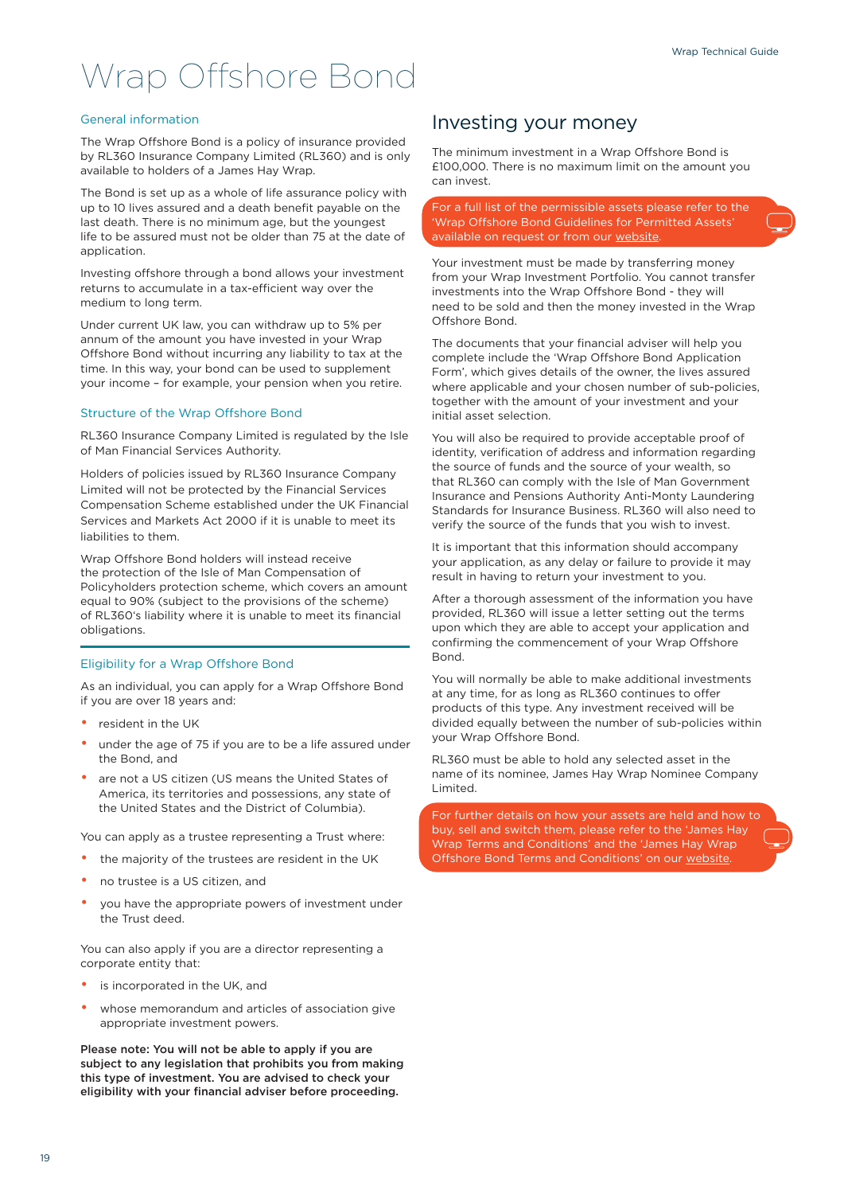# Wrap Offshore Bond

### General information

The Wrap Offshore Bond is a policy of insurance provided by RL360 Insurance Company Limited (RL360) and is only available to holders of a James Hay Wrap.

The Bond is set up as a whole of life assurance policy with up to 10 lives assured and a death benefit payable on the last death. There is no minimum age, but the youngest life to be assured must not be older than 75 at the date of application.

Investing offshore through a bond allows your investment returns to accumulate in a tax-efficient way over the medium to long term.

Under current UK law, you can withdraw up to 5% per annum of the amount you have invested in your Wrap Offshore Bond without incurring any liability to tax at the time. In this way, your bond can be used to supplement your income – for example, your pension when you retire.

### Structure of the Wrap Offshore Bond

RL360 Insurance Company Limited is regulated by the Isle of Man Financial Services Authority.

Holders of policies issued by RL360 Insurance Company Limited will not be protected by the Financial Services Compensation Scheme established under the UK Financial Services and Markets Act 2000 if it is unable to meet its liabilities to them.

Wrap Offshore Bond holders will instead receive the protection of the Isle of Man Compensation of Policyholders protection scheme, which covers an amount equal to 90% (subject to the provisions of the scheme) of RL360's liability where it is unable to meet its financial obligations.

### Eligibility for a Wrap Offshore Bond

As an individual, you can apply for a Wrap Offshore Bond if you are over 18 years and:

- resident in the UK
- under the age of 75 if you are to be a life assured under the Bond, and
- are not a US citizen (US means the United States of America, its territories and possessions, any state of the United States and the District of Columbia).

You can apply as a trustee representing a Trust where:

- the majority of the trustees are resident in the UK
- no trustee is a US citizen, and
- you have the appropriate powers of investment under the Trust deed.

You can also apply if you are a director representing a corporate entity that:

- is incorporated in the UK, and
- whose memorandum and articles of association give appropriate investment powers.

**Please note: You will not be able to apply if you are subject to any legislation that prohibits you from making this type of investment. You are advised to check your eligibility with your financial adviser before proceeding.**

## Investing your money

The minimum investment in a Wrap Offshore Bond is £100,000. There is no maximum limit on the amount you can invest.

For a full list of the permissible assets please refer to the 'Wrap Offshore Bond Guidelines for Permitted Assets' available on request or from our website.

Your investment must be made by transferring money from your Wrap Investment Portfolio. You cannot transfer investments into the Wrap Offshore Bond - they will need to be sold and then the money invested in the Wrap Offshore Bond.

The documents that your financial adviser will help you complete include the 'Wrap Offshore Bond Application Form', which gives details of the owner, the lives assured where applicable and your chosen number of sub-policies, together with the amount of your investment and your initial asset selection.

You will also be required to provide acceptable proof of identity, verification of address and information regarding the source of funds and the source of your wealth, so that RL360 can comply with the Isle of Man Government Insurance and Pensions Authority Anti-Monty Laundering Standards for Insurance Business. RL360 will also need to verify the source of the funds that you wish to invest.

It is important that this information should accompany your application, as any delay or failure to provide it may result in having to return your investment to you.

After a thorough assessment of the information you have provided, RL360 will issue a letter setting out the terms upon which they are able to accept your application and confirming the commencement of your Wrap Offshore Bond.

You will normally be able to make additional investments at any time, for as long as RL360 continues to offer products of this type. Any investment received will be divided equally between the number of sub-policies within your Wrap Offshore Bond.

RL360 must be able to hold any selected asset in the name of its nominee, James Hay Wrap Nominee Company Limited.

For further details on how your assets are held and how to buy, sell and switch them, please refer to the 'James Hay Wrap Terms and Conditions' and the 'James Hay Wrap Offshore Bond Terms and Conditions' on our website.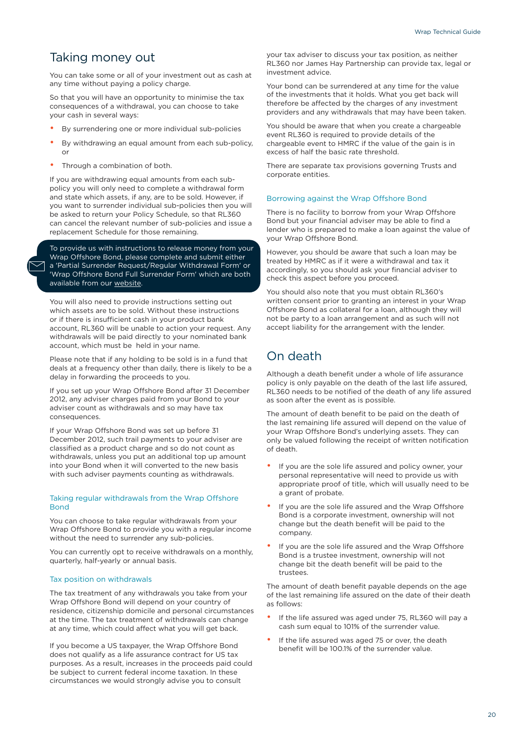## Taking money out

You can take some or all of your investment out as cash at any time without paying a policy charge.

So that you will have an opportunity to minimise the tax consequences of a withdrawal, you can choose to take your cash in several ways:

- By surrendering one or more individual sub-policies
- By withdrawing an equal amount from each sub-policy, or
- Through a combination of both.

If you are withdrawing equal amounts from each sub-policy you will only need to complete a withdrawal form and state which assets, if any, are to be sold. However, if you want to surrender individual sub-policies then you will be asked to return your Policy Schedule, so that RL360 can cancel the relevant number of sub-policies and issue a replacement Schedule for those remaining.

> To provide us with instructions to release money from your Wrap Offshore Bond, please complete and submit either a 'Partial Surrender Request/Regular Withdrawal Form' or 'Wrap Offshore Bond Full Surrender Form' which are both available from our website.

You will also need to provide instructions setting out which assets are to be sold. Without these instructions or if there is insufficient cash in your product bank account, RL360 will be unable to action your request. Any withdrawals will be paid directly to your nominated bank account, which must be held in your name.

Please note that if any holding to be sold is in a fund that deals at a frequency other than daily, there is likely to be a delay in forwarding the proceeds to you.

If you set up your Wrap Offshore Bond after 31 December 2012, any adviser charges paid from your Bond to your adviser count as withdrawals and so may have tax consequences.

If your Wrap Offshore Bond was set up before 31 December 2012, such trail payments to your adviser are classified as a product charge and so do not count as withdrawals, unless you put an additional top up amount into your Bond when it will converted to the new basis with such adviser payments counting as withdrawals.

### Taking regular withdrawals from the Wrap Offshore Bond

You can choose to take regular withdrawals from your Wrap Offshore Bond to provide you with a regular income without the need to surrender any sub-policies.

You can currently opt to receive withdrawals on a monthly, quarterly, half-yearly or annual basis.

### Tax position on withdrawals

The tax treatment of any withdrawals you take from your Wrap Offshore Bond will depend on your country of residence, citizenship domicile and personal circumstances at the time. The tax treatment of withdrawals can change at any time, which could affect what you will get back.

If you become a US taxpayer, the Wrap Offshore Bond does not qualify as a life assurance contract for US tax purposes. As a result, increases in the proceeds paid could be subject to current federal income taxation. In these circumstances we would strongly advise you to consult your tax adviser to discuss your tax position, as neither RL360 nor James Hay Partnership can provide tax, legal or investment advice.

Your bond can be surrendered at any time for the value of the investments that it holds. What you get back will therefore be affected by the charges of any investment providers and any withdrawals that may have been taken.

You should be aware that when you create a chargeable event RL360 is required to provide details of the chargeable event to HMRC if the value of the gain is in excess of half the basic rate threshold.

There are separate tax provisions governing Trusts and corporate entities.

### Borrowing against the Wrap Offshore Bond

There is no facility to borrow from your Wrap Offshore Bond but your financial adviser may be able to find a lender who is prepared to make a loan against the value of your Wrap Offshore Bond.

However, you should be aware that such a loan may be treated by HMRC as if it were a withdrawal and tax it accordingly, so you should ask your financial adviser to check this aspect before you proceed.

You should also note that you must obtain RL360's written consent prior to granting an interest in your Wrap Offshore Bond as collateral for a loan, although they will not be party to a loan arrangement and as such will not accept liability for the arrangement with the lender.

## On death

Although a death benefit under a whole of life assurance policy is only payable on the death of the last life assured, RL360 needs to be notified of the death of any life assured as soon after the event as is possible.

The amount of death benefit to be paid on the death of the last remaining life assured will depend on the value of your Wrap Offshore Bond's underlying assets. They can only be valued following the receipt of written notification of death.

- If you are the sole life assured and policy owner, your personal representative will need to provide us with appropriate proof of title, which will usually need to be a grant of probate.
- If you are the sole life assured and the Wrap Offshore Bond is a corporate investment, ownership will not change but the death benefit will be paid to the company.
- If you are the sole life assured and the Wrap Offshore Bond is a trustee investment, ownership will not change bit the death benefit will be paid to the trustees.

The amount of death benefit payable depends on the age of the last remaining life assured on the date of their death as follows:

- If the life assured was aged under 75, RL360 will pay a cash sum equal to 101% of the surrender value.
- If the life assured was aged 75 or over, the death benefit will be 100.1% of the surrender value.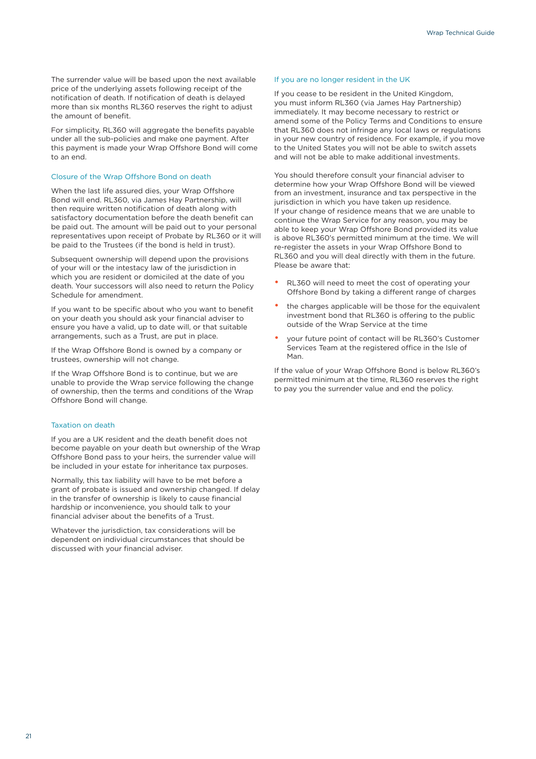The surrender value will be based upon the next available price of the underlying assets following receipt of the notification of death. If notification of death is delayed more than six months RL360 reserves the right to adjust the amount of benefit.

For simplicity, RL360 will aggregate the benefits payable under all the sub-policies and make one payment. After this payment is made your Wrap Offshore Bond will come to an end.

### Closure of the Wrap Offshore Bond on death

When the last life assured dies, your Wrap Offshore Bond will end. RL360, via James Hay Partnership, will then require written notification of death along with satisfactory documentation before the death benefit can be paid out. The amount will be paid out to your personal representatives upon receipt of Probate by RL360 or it will be paid to the Trustees (if the bond is held in trust).

Subsequent ownership will depend upon the provisions of your will or the intestacy law of the jurisdiction in which you are resident or domiciled at the date of you death. Your successors will also need to return the Policy Schedule for amendment.

If you want to be specific about who you want to benefit on your death you should ask your financial adviser to ensure you have a valid, up to date will, or that suitable arrangements, such as a Trust, are put in place.

If the Wrap Offshore Bond is owned by a company or trustees, ownership will not change.

If the Wrap Offshore Bond is to continue, but we are unable to provide the Wrap service following the change of ownership, then the terms and conditions of the Wrap Offshore Bond will change.

### Taxation on death

If you are a UK resident and the death benefit does not become payable on your death but ownership of the Wrap Offshore Bond pass to your heirs, the surrender value will be included in your estate for inheritance tax purposes.

Normally, this tax liability will have to be met before a grant of probate is issued and ownership changed. If delay in the transfer of ownership is likely to cause financial hardship or inconvenience, you should talk to your financial adviser about the benefits of a Trust.

Whatever the jurisdiction, tax considerations will be dependent on individual circumstances that should be discussed with your financial adviser.

### If you are no longer resident in the UK

If you cease to be resident in the United Kingdom, you must inform RL360 (via James Hay Partnership) immediately. It may become necessary to restrict or amend some of the Policy Terms and Conditions to ensure that RL360 does not infringe any local laws or regulations in your new country of residence. For example, if you move to the United States you will not be able to switch assets and will not be able to make additional investments.

You should therefore consult your financial adviser to determine how your Wrap Offshore Bond will be viewed from an investment, insurance and tax perspective in the jurisdiction in which you have taken up residence.
If your change of residence means that we are unable to continue the Wrap Service for any reason, you may be able to keep your Wrap Offshore Bond provided its value is above RL360's permitted minimum at the time. We will re-register the assets in your Wrap Offshore Bond to RL360 and you will deal directly with them in the future. Please be aware that:

- RL360 will need to meet the cost of operating your Offshore Bond by taking a different range of charges
- the charges applicable will be those for the equivalent investment bond that RL360 is offering to the public outside of the Wrap Service at the time
- your future point of contact will be RL360's Customer Services Team at the registered office in the Isle of Man.

If the value of your Wrap Offshore Bond is below RL360's permitted minimum at the time, RL360 reserves the right to pay you the surrender value and end the policy.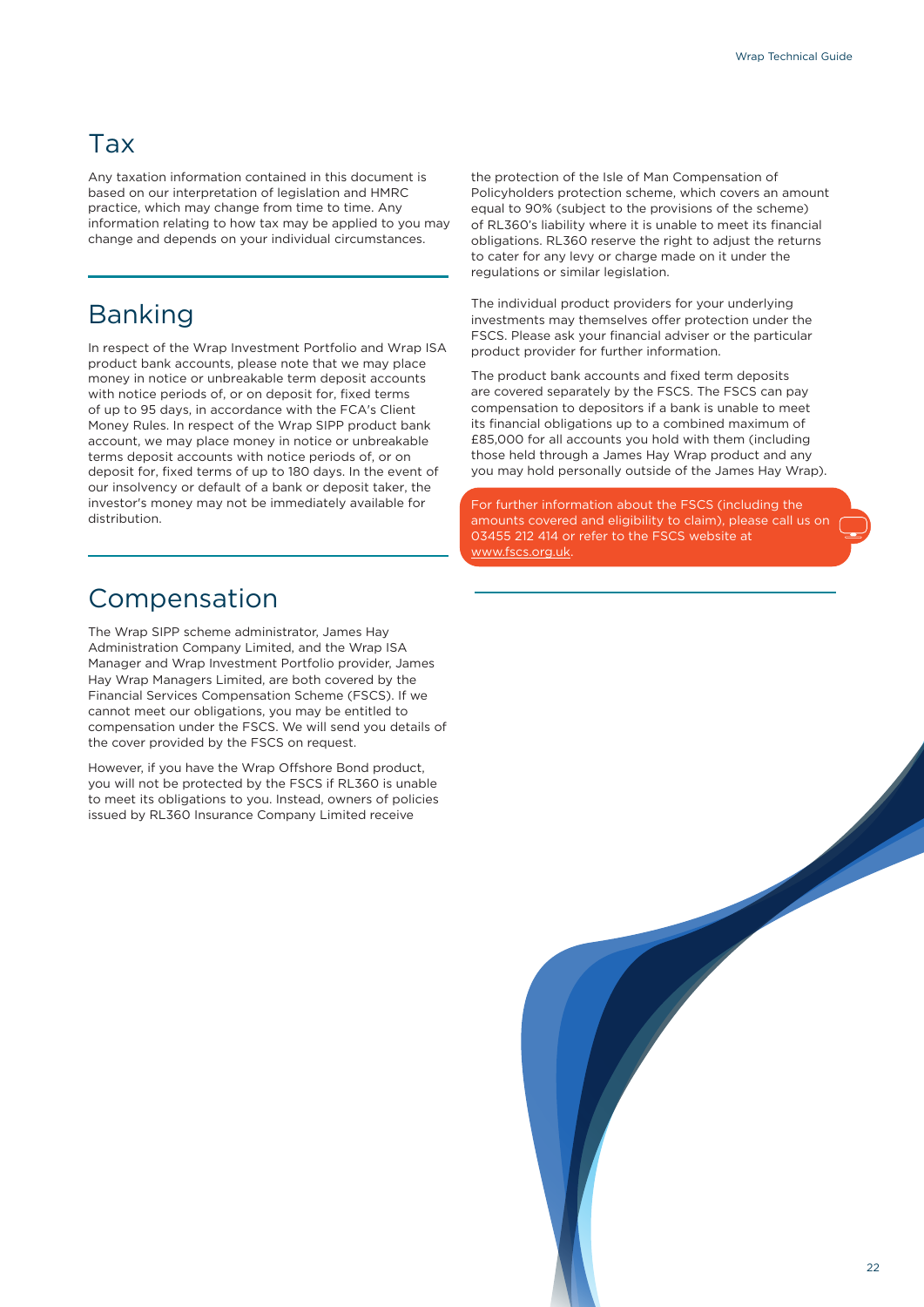## Tax

Any taxation information contained in this document is based on our interpretation of legislation and HMRC practice, which may change from time to time. Any information relating to how tax may be applied to you may change and depends on your individual circumstances.

## Banking

In respect of the Wrap Investment Portfolio and Wrap ISA product bank accounts, please note that we may place money in notice or unbreakable term deposit accounts with notice periods of, or on deposit for, fixed terms of up to 95 days, in accordance with the FCA's Client Money Rules. In respect of the Wrap SIPP product bank account, we may place money in notice or unbreakable terms deposit accounts with notice periods of, or on deposit for, fixed terms of up to 180 days. In the event of our insolvency or default of a bank or deposit taker, the investor's money may not be immediately available for distribution.

## Compensation

The Wrap SIPP scheme administrator, James Hay Administration Company Limited, and the Wrap ISA Manager and Wrap Investment Portfolio provider, James Hay Wrap Managers Limited, are both covered by the Financial Services Compensation Scheme (FSCS). If we cannot meet our obligations, you may be entitled to compensation under the FSCS. We will send you details of the cover provided by the FSCS on request.

However, if you have the Wrap Offshore Bond product, you will not be protected by the FSCS if RL360 is unable to meet its obligations to you. Instead, owners of policies issued by RL360 Insurance Company Limited receive the protection of the Isle of Man Compensation of Policyholders protection scheme, which covers an amount equal to 90% (subject to the provisions of the scheme) of RL360's liability where it is unable to meet its financial obligations. RL360 reserve the right to adjust the returns to cater for any levy or charge made on it under the regulations or similar legislation.

The individual product providers for your underlying investments may themselves offer protection under the FSCS. Please ask your financial adviser or the particular product provider for further information.

The product bank accounts and fixed term deposits are covered separately by the FSCS. The FSCS can pay compensation to depositors if a bank is unable to meet its financial obligations up to a combined maximum of £85,000 for all accounts you hold with them (including those held through a James Hay Wrap product and any you may hold personally outside of the James Hay Wrap).

For further information about the FSCS (including the amounts covered and eligibility to claim), please call us on 03455 212 414 or refer to the FSCS website at www.fscs.org.uk.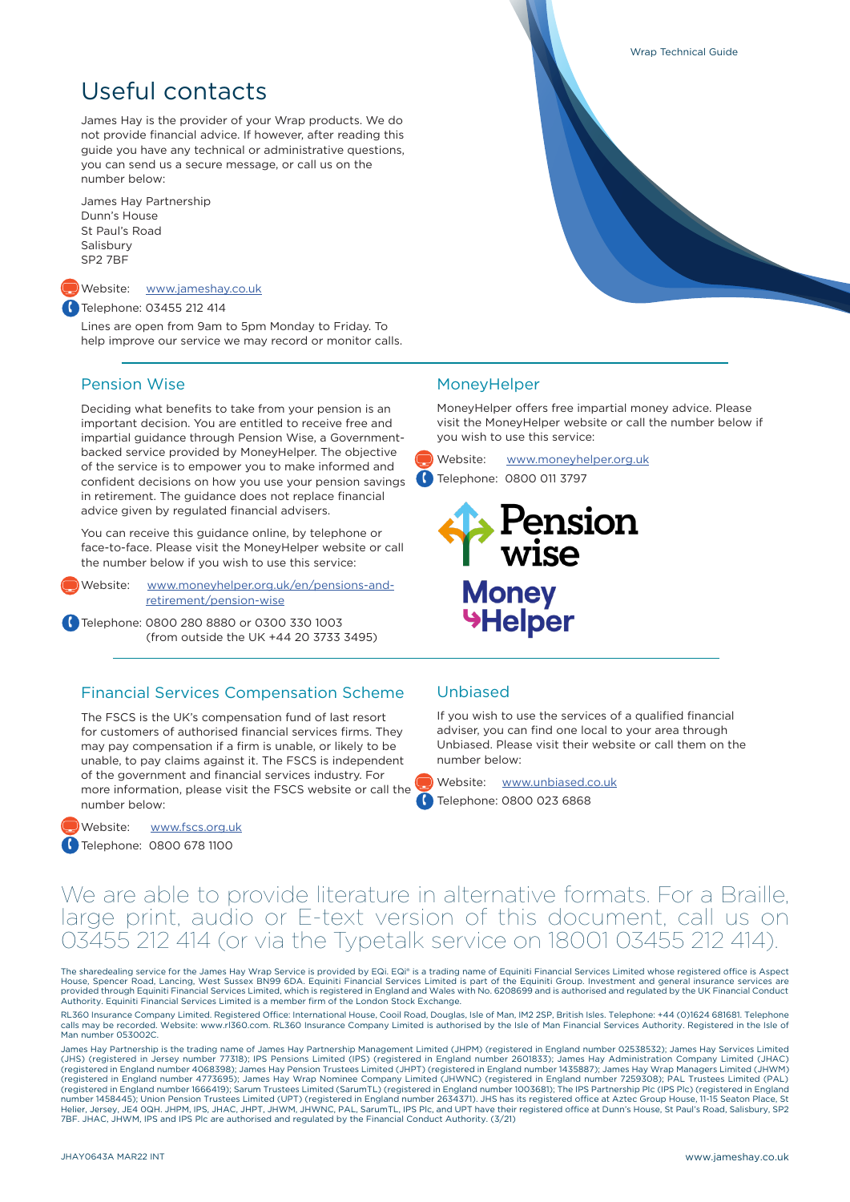# Useful contacts

James Hay is the provider of your Wrap products. We do not provide financial advice. If however, after reading this guide you have any technical or administrative questions, you can send us a secure message, or call us on the number below:

James Hay Partnership
Dunn's House
St Paul's Road
Salisbury
SP2 7BF

Website: www.jameshay.co.uk

Telephone: 03455 212 414

Lines are open from 9am to 5pm Monday to Friday. To help improve our service we may record or monitor calls.

## Pension Wise

Deciding what benefits to take from your pension is an important decision. You are entitled to receive free and impartial guidance through Pension Wise, a Government-backed service provided by MoneyHelper. The objective of the service is to empower you to make informed and confident decisions on how you use your pension savings in retirement. The guidance does not replace financial advice given by regulated financial advisers.

You can receive this guidance online, by telephone or face-to-face. Please visit the MoneyHelper website or call the number below if you wish to use this service:

Website: www.moneyhelper.org.uk/en/pensions-and-retirement/pension-wise

Telephone: 0800 280 8880 or 0300 330 1003
(from outside the UK +44 20 3733 3495)

## MoneyHelper

MoneyHelper offers free impartial money advice. Please visit the MoneyHelper website or call the number below if you wish to use this service:

Website: www.moneyhelper.org.uk

Telephone: 0800 011 3797

Pension wise

Money Helper

## Financial Services Compensation Scheme

The FSCS is the UK's compensation fund of last resort for customers of authorised financial services firms. They may pay compensation if a firm is unable, or likely to be unable, to pay claims against it. The FSCS is independent of the government and financial services industry. For more information, please visit the FSCS website or call the number below:

Website: www.fscs.org.uk

Telephone: 0800 678 1100

## Unbiased

If you wish to use the services of a qualified financial adviser, you can find one local to your area through Unbiased. Please visit their website or call them on the number below:

Website: www.unbiased.co.uk

Telephone: 0800 023 6868

We are able to provide literature in alternative formats. For a Braille, large print, audio or E-text version of this document, call us on 03455 212 414 (or via the Typetalk service on 18001 03455 212 414).

The sharedealing service for the James Hay Wrap Service is provided by EQi. EQi® is a trading name of Equiniti Financial Services Limited whose registered office is Aspect House, Spencer Road, Lancing, West Sussex BN99 6DA. Equiniti Financial Services Limited is part of the Equiniti Group. Investment and general insurance services are provided through Equiniti Financial Services Limited, which is registered in England and Wales with No. 6208699 and is authorised and regulated by the UK Financial Conduct Authority. Equiniti Financial Services Limited is a member firm of the London Stock Exchange.

RL360 Insurance Company Limited. Registered Office: International House, Cooil Road, Douglas, Isle of Man, IM2 2SP, British Isles. Telephone: +44 (0)1624 681681. Telephone calls may be recorded. Website: www.rl360.com. RL360 Insurance Company Limited is authorised by the Isle of Man Financial Services Authority. Registered in the Isle of Man number 053002C.

James Hay Partnership is the trading name of James Hay Partnership Management Limited (JHPM) (registered in England number 02538532); James Hay Services Limited (JHS) (registered in Jersey number 77318); IPS Pensions Limited (IPS) (registered in England number 2601833); James Hay Administration Company Limited (JHAC) (registered in England number 4068398); James Hay Pension Trustees Limited (JHPT) (registered in England number 1435887); James Hay Wrap Managers Limited (JHWM) (registered in England number 4773695); James Hay Wrap Nominee Company Limited (JHWNC) (registered in England number 7259308); PAL Trustees Limited (PAL) (registered in England number 1666419); Sarum Trustees Limited (SarumTL) (registered in England number 1003681); The IPS Partnership Plc (IPS Plc) (registered in England number 1458445); Union Pension Trustees Limited (UPT) (registered in England number 2634371). JHS has its registered office at Aztec Group House, 11-15 Seaton Place, St Helier, Jersey, JE4 0QH. JHPM, IPS, JHAC, JHPT, JHWM, JHWNC, PAL, SarumTL, IPS Plc, and UPT have their registered office at Dunn's House, St Paul's Road, Salisbury, SP2 7BF. JHAC, JHWM, IPS and IPS Plc are authorised and regulated by the Financial Conduct Authority. (3/21)

JHAY0643A MAR22 INT